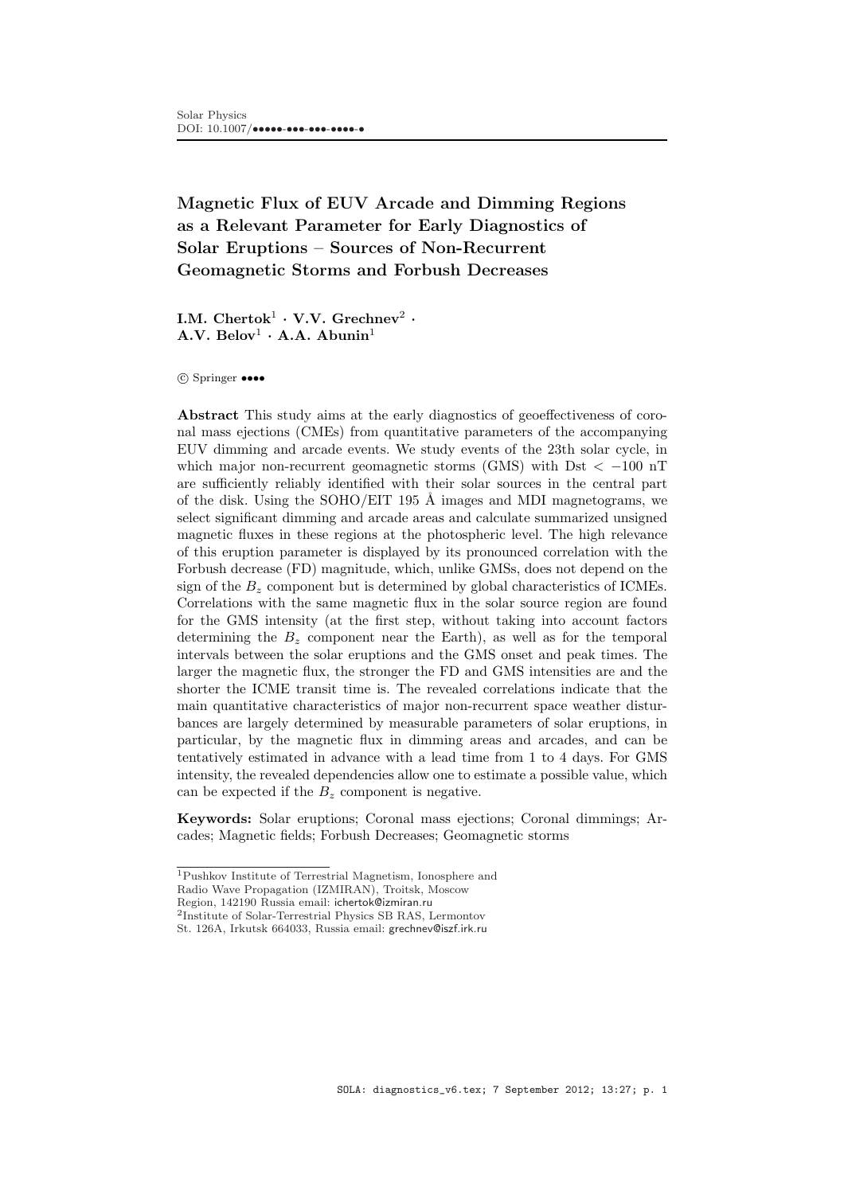Solar Physics
DOI: 10.1007/•••••-•••-•••-••••-•

# Magnetic Flux of EUV Arcade and Dimming Regions as a Relevant Parameter for Early Diagnostics of Solar Eruptions – Sources of Non-Recurrent Geomagnetic Storms and Forbush Decreases

**I.M. Chertok**[1] · **V.V. Grechnev**[2] · **A.V. Belov**[1] · **A.A. Abunin**[1]

© Springer ••••

**Abstract** This study aims at the early diagnostics of geoeffectiveness of coronal mass ejections (CMEs) from quantitative parameters of the accompanying EUV dimming and arcade events. We study events of the 23th solar cycle, in which major non-recurrent geomagnetic storms (GMS) with Dst $< -100$ nT are sufficiently reliably identified with their solar sources in the central part of the disk. Using the SOHO/EIT 195 Å images and MDI magnetograms, we select significant dimming and arcade areas and calculate summarized unsigned magnetic fluxes in these regions at the photospheric level. The high relevance of this eruption parameter is displayed by its pronounced correlation with the Forbush decrease (FD) magnitude, which, unlike GMSs, does not depend on the sign of the $B_z$ component but is determined by global characteristics of ICMEs. Correlations with the same magnetic flux in the solar source region are found for the GMS intensity (at the first step, without taking into account factors determining the $B_z$ component near the Earth), as well as for the temporal intervals between the solar eruptions and the GMS onset and peak times. The larger the magnetic flux, the stronger the FD and GMS intensities are and the shorter the ICME transit time is. The revealed correlations indicate that the main quantitative characteristics of major non-recurrent space weather disturbances are largely determined by measurable parameters of solar eruptions, in particular, by the magnetic flux in dimming areas and arcades, and can be tentatively estimated in advance with a lead time from 1 to 4 days. For GMS intensity, the revealed dependencies allow one to estimate a possible value, which can be expected if the $B_z$ component is negative.

**Keywords:** Solar eruptions; Coronal mass ejections; Coronal dimmings; Arcades; Magnetic fields; Forbush Decreases; Geomagnetic storms

[1]Pushkov Institute of Terrestrial Magnetism, Ionosphere and Radio Wave Propagation (IZMIRAN), Troitsk, Moscow Region, 142190 Russia email: ichertok@izmiran.ru

[2]Institute of Solar-Terrestrial Physics SB RAS, Lermontov St. 126A, Irkutsk 664033, Russia email: grechnev@iszf.irk.ru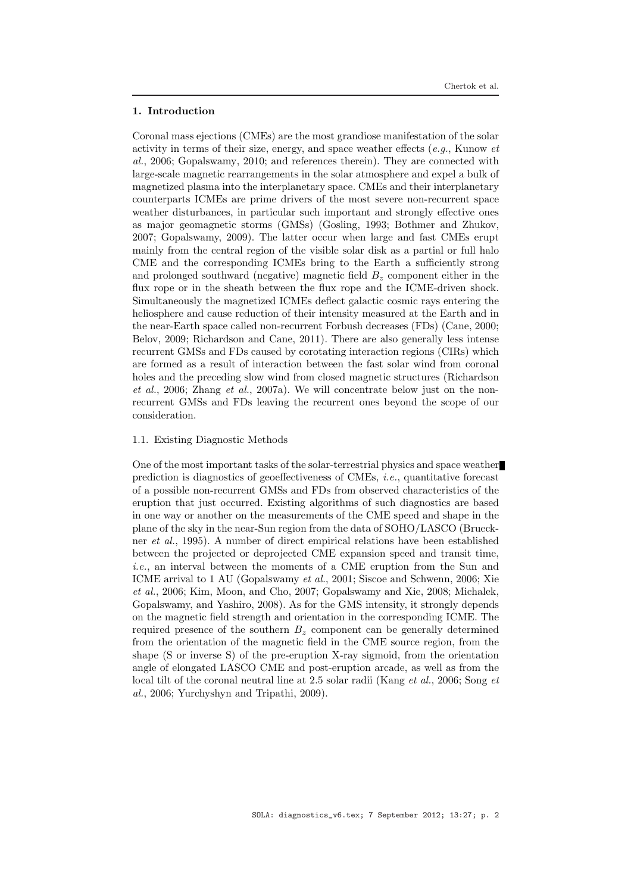## 1. Introduction

Coronal mass ejections (CMEs) are the most grandiose manifestation of the solar activity in terms of their size, energy, and space weather effects (*e.g.*, Kunow *et al.*, 2006; Gopalswamy, 2010; and references therein). They are connected with large-scale magnetic rearrangements in the solar atmosphere and expel a bulk of magnetized plasma into the interplanetary space. CMEs and their interplanetary counterparts ICMEs are prime drivers of the most severe non-recurrent space weather disturbances, in particular such important and strongly effective ones as major geomagnetic storms (GMSs) (Gosling, 1993; Bothmer and Zhukov, 2007; Gopalswamy, 2009). The latter occur when large and fast CMEs erupt mainly from the central region of the visible solar disk as a partial or full halo CME and the corresponding ICMEs bring to the Earth a sufficiently strong and prolonged southward (negative) magnetic field $B_z$ component either in the flux rope or in the sheath between the flux rope and the ICME-driven shock. Simultaneously the magnetized ICMEs deflect galactic cosmic rays entering the heliosphere and cause reduction of their intensity measured at the Earth and in the near-Earth space called non-recurrent Forbush decreases (FDs) (Cane, 2000; Belov, 2009; Richardson and Cane, 2011). There are also generally less intense recurrent GMSs and FDs caused by corotating interaction regions (CIRs) which are formed as a result of interaction between the fast solar wind from coronal holes and the preceding slow wind from closed magnetic structures (Richardson *et al.*, 2006; Zhang *et al.*, 2007a). We will concentrate below just on the non-recurrent GMSs and FDs leaving the recurrent ones beyond the scope of our consideration.

### 1.1. Existing Diagnostic Methods

One of the most important tasks of the solar-terrestrial physics and space weather prediction is diagnostics of geoeffectiveness of CMEs, *i.e.*, quantitative forecast of a possible non-recurrent GMSs and FDs from observed characteristics of the eruption that just occurred. Existing algorithms of such diagnostics are based in one way or another on the measurements of the CME speed and shape in the plane of the sky in the near-Sun region from the data of SOHO/LASCO (Brueckner *et al.*, 1995). A number of direct empirical relations have been established between the projected or deprojected CME expansion speed and transit time, *i.e.*, an interval between the moments of a CME eruption from the Sun and ICME arrival to 1 AU (Gopalswamy *et al.*, 2001; Siscoe and Schwenn, 2006; Xie *et al.*, 2006; Kim, Moon, and Cho, 2007; Gopalswamy and Xie, 2008; Michalek, Gopalswamy, and Yashiro, 2008). As for the GMS intensity, it strongly depends on the magnetic field strength and orientation in the corresponding ICME. The required presence of the southern $B_z$ component can be generally determined from the orientation of the magnetic field in the CME source region, from the shape (S or inverse S) of the pre-eruption X-ray sigmoid, from the orientation angle of elongated LASCO CME and post-eruption arcade, as well as from the local tilt of the coronal neutral line at 2.5 solar radii (Kang *et al.*, 2006; Song *et al.*, 2006; Yurchyshyn and Tripathi, 2009).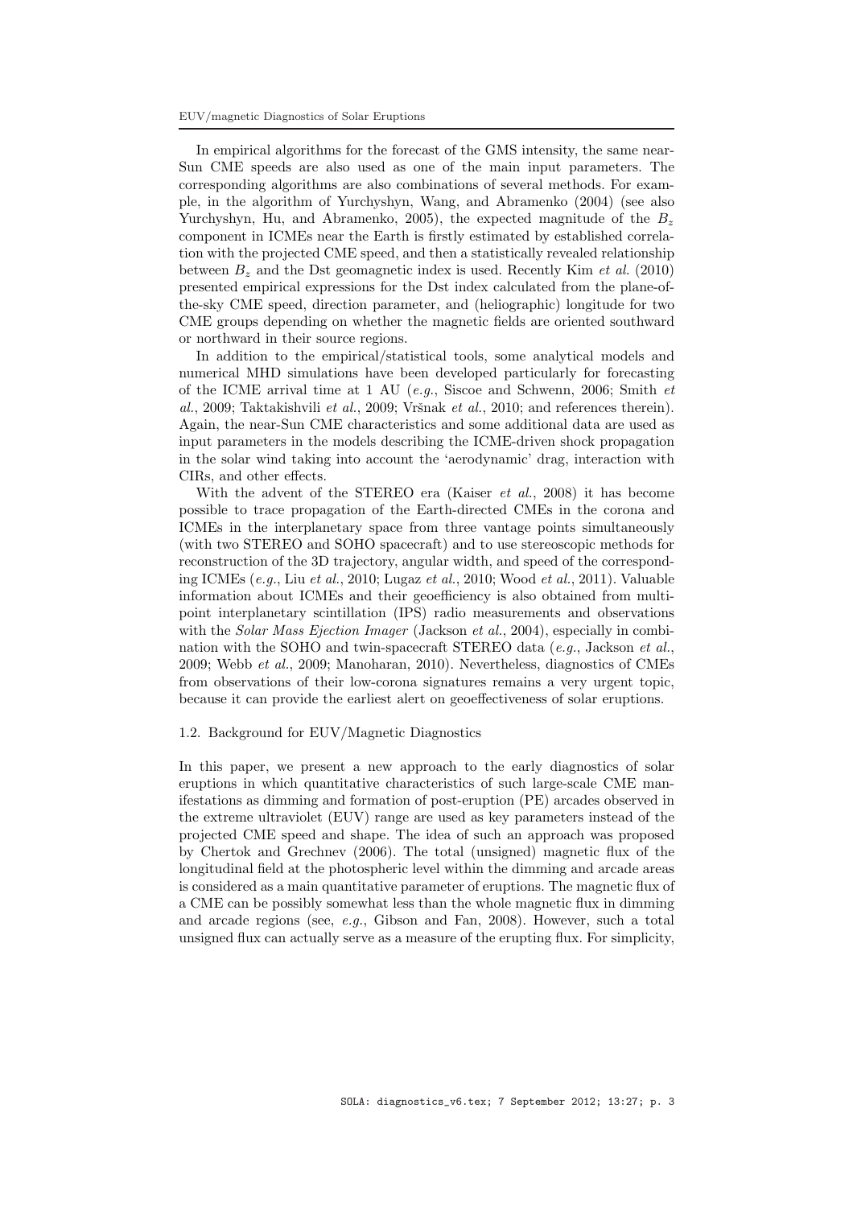In empirical algorithms for the forecast of the GMS intensity, the same near-Sun CME speeds are also used as one of the main input parameters. The corresponding algorithms are also combinations of several methods. For example, in the algorithm of Yurchyshyn, Wang, and Abramenko (2004) (see also Yurchyshyn, Hu, and Abramenko, 2005), the expected magnitude of the $B_z$ component in ICMEs near the Earth is firstly estimated by established correlation with the projected CME speed, and then a statistically revealed relationship between $B_z$ and the Dst geomagnetic index is used. Recently Kim *et al.* (2010) presented empirical expressions for the Dst index calculated from the plane-of-the-sky CME speed, direction parameter, and (heliographic) longitude for two CME groups depending on whether the magnetic fields are oriented southward or northward in their source regions.

In addition to the empirical/statistical tools, some analytical models and numerical MHD simulations have been developed particularly for forecasting of the ICME arrival time at 1 AU (*e.g.*, Siscoe and Schwenn, 2006; Smith *et al.*, 2009; Taktakishvili *et al.*, 2009; Vršnak *et al.*, 2010; and references therein). Again, the near-Sun CME characteristics and some additional data are used as input parameters in the models describing the ICME-driven shock propagation in the solar wind taking into account the 'aerodynamic' drag, interaction with CIRs, and other effects.

With the advent of the STEREO era (Kaiser *et al.*, 2008) it has become possible to trace propagation of the Earth-directed CMEs in the corona and ICMEs in the interplanetary space from three vantage points simultaneously (with two STEREO and SOHO spacecraft) and to use stereoscopic methods for reconstruction of the 3D trajectory, angular width, and speed of the corresponding ICMEs (*e.g.*, Liu *et al.*, 2010; Lugaz *et al.*, 2010; Wood *et al.*, 2011). Valuable information about ICMEs and their geoefficiency is also obtained from multi-point interplanetary scintillation (IPS) radio measurements and observations with the *Solar Mass Ejection Imager* (Jackson *et al.*, 2004), especially in combination with the SOHO and twin-spacecraft STEREO data (*e.g.*, Jackson *et al.*, 2009; Webb *et al.*, 2009; Manoharan, 2010). Nevertheless, diagnostics of CMEs from observations of their low-corona signatures remains a very urgent topic, because it can provide the earliest alert on geoeffectiveness of solar eruptions.

### 1.2. Background for EUV/Magnetic Diagnostics

In this paper, we present a new approach to the early diagnostics of solar eruptions in which quantitative characteristics of such large-scale CME manifestations as dimming and formation of post-eruption (PE) arcades observed in the extreme ultraviolet (EUV) range are used as key parameters instead of the projected CME speed and shape. The idea of such an approach was proposed by Chertok and Grechnev (2006). The total (unsigned) magnetic flux of the longitudinal field at the photospheric level within the dimming and arcade areas is considered as a main quantitative parameter of eruptions. The magnetic flux of a CME can be possibly somewhat less than the whole magnetic flux in dimming and arcade regions (see, *e.g.*, Gibson and Fan, 2008). However, such a total unsigned flux can actually serve as a measure of the erupting flux. For simplicity,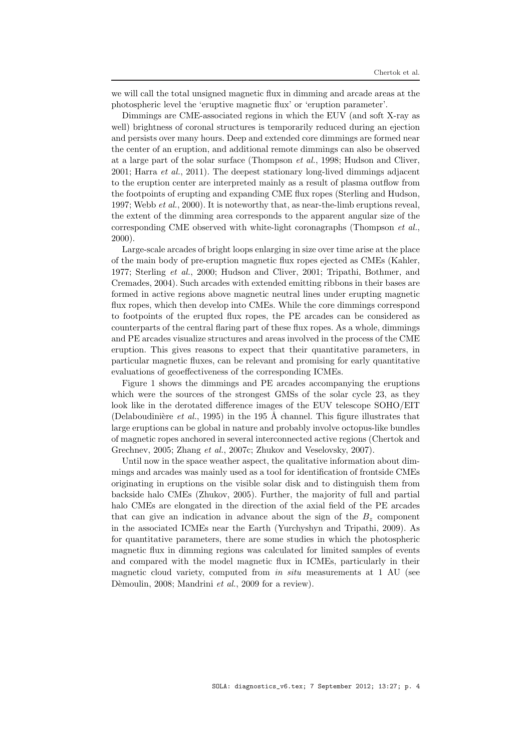we will call the total unsigned magnetic flux in dimming and arcade areas at the photospheric level the 'eruptive magnetic flux' or 'eruption parameter'.

Dimmings are CME-associated regions in which the EUV (and soft X-ray as well) brightness of coronal structures is temporarily reduced during an ejection and persists over many hours. Deep and extended core dimmings are formed near the center of an eruption, and additional remote dimmings can also be observed at a large part of the solar surface (Thompson *et al.*, 1998; Hudson and Cliver, 2001; Harra *et al.*, 2011). The deepest stationary long-lived dimmings adjacent to the eruption center are interpreted mainly as a result of plasma outflow from the footpoints of erupting and expanding CME flux ropes (Sterling and Hudson, 1997; Webb *et al.*, 2000). It is noteworthy that, as near-the-limb eruptions reveal, the extent of the dimming area corresponds to the apparent angular size of the corresponding CME observed with white-light coronagraphs (Thompson *et al.*, 2000).

Large-scale arcades of bright loops enlarging in size over time arise at the place of the main body of pre-eruption magnetic flux ropes ejected as CMEs (Kahler, 1977; Sterling *et al.*, 2000; Hudson and Cliver, 2001; Tripathi, Bothmer, and Cremades, 2004). Such arcades with extended emitting ribbons in their bases are formed in active regions above magnetic neutral lines under erupting magnetic flux ropes, which then develop into CMEs. While the core dimmings correspond to footpoints of the erupted flux ropes, the PE arcades can be considered as counterparts of the central flaring part of these flux ropes. As a whole, dimmings and PE arcades visualize structures and areas involved in the process of the CME eruption. This gives reasons to expect that their quantitative parameters, in particular magnetic fluxes, can be relevant and promising for early quantitative evaluations of geoeffectiveness of the corresponding ICMEs.

Figure 1 shows the dimmings and PE arcades accompanying the eruptions which were the sources of the strongest GMSs of the solar cycle 23, as they look like in the derotated difference images of the EUV telescope SOHO/EIT (Delaboudinière *et al.*, 1995) in the 195 Å channel. This figure illustrates that large eruptions can be global in nature and probably involve octopus-like bundles of magnetic ropes anchored in several interconnected active regions (Chertok and Grechnev, 2005; Zhang *et al.*, 2007c; Zhukov and Veselovsky, 2007).

Until now in the space weather aspect, the qualitative information about dimmings and arcades was mainly used as a tool for identification of frontside CMEs originating in eruptions on the visible solar disk and to distinguish them from backside halo CMEs (Zhukov, 2005). Further, the majority of full and partial halo CMEs are elongated in the direction of the axial field of the PE arcades that can give an indication in advance about the sign of the $B_z$ component in the associated ICMEs near the Earth (Yurchyshyn and Tripathi, 2009). As for quantitative parameters, there are some studies in which the photospheric magnetic flux in dimming regions was calculated for limited samples of events and compared with the model magnetic flux in ICMEs, particularly in their magnetic cloud variety, computed from *in situ* measurements at 1 AU (see Dèmoulin, 2008; Mandrini *et al.*, 2009 for a review).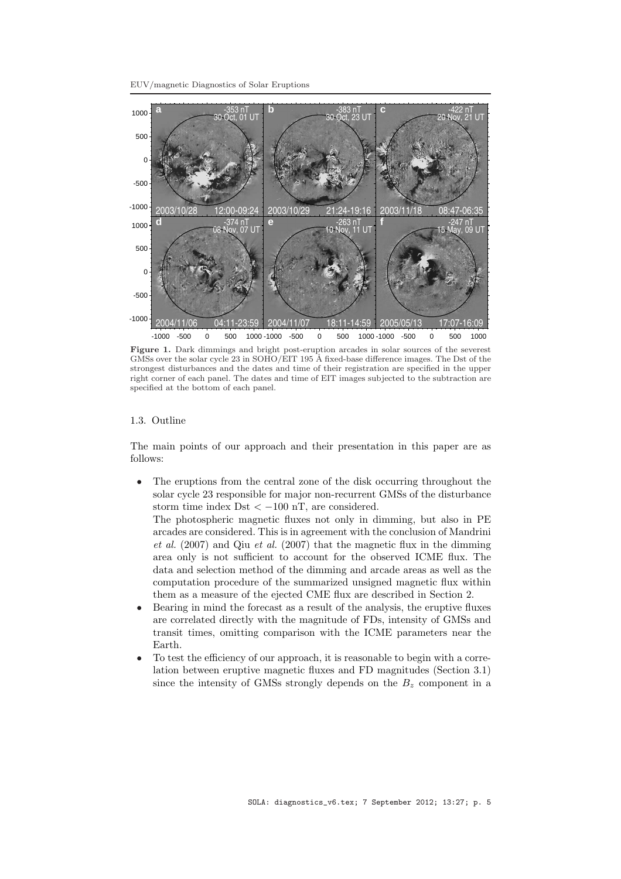**Figure 1.** Dark dimmings and bright post-eruption arcades in solar sources of the severest GMSs over the solar cycle 23 in SOHO/EIT 195 Å fixed-base difference images. The Dst of the strongest disturbances and the dates and time of their registration are specified in the upper right corner of each panel. The dates and time of EIT images subjected to the subtraction are specified at the bottom of each panel.

### 1.3. Outline

The main points of our approach and their presentation in this paper are as follows:

- The eruptions from the central zone of the disk occurring throughout the solar cycle 23 responsible for major non-recurrent GMSs of the disturbance storm time index Dst $< -100$ nT, are considered.
  The photospheric magnetic fluxes not only in dimming, but also in PE arcades are considered. This is in agreement with the conclusion of Mandrini *et al.* (2007) and Qiu *et al.* (2007) that the magnetic flux in the dimming area only is not sufficient to account for the observed ICME flux. The data and selection method of the dimming and arcade areas as well as the computation procedure of the summarized unsigned magnetic flux within them as a measure of the ejected CME flux are described in Section 2.
- Bearing in mind the forecast as a result of the analysis, the eruptive fluxes are correlated directly with the magnitude of FDs, intensity of GMSs and transit times, omitting comparison with the ICME parameters near the Earth.
- To test the efficiency of our approach, it is reasonable to begin with a correlation between eruptive magnetic fluxes and FD magnitudes (Section 3.1) since the intensity of GMSs strongly depends on the $B_z$ component in a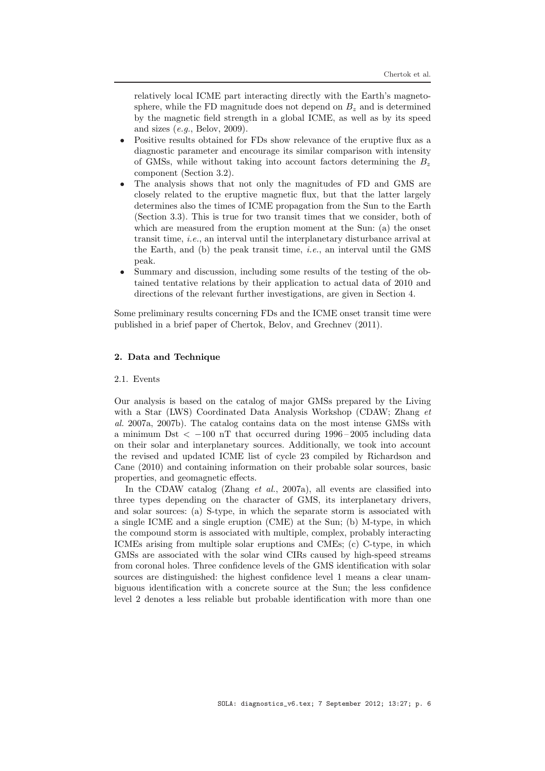relatively local ICME part interacting directly with the Earth's magnetosphere, while the FD magnitude does not depend on $B_z$ and is determined by the magnetic field strength in a global ICME, as well as by its speed and sizes (*e.g.*, Belov, 2009).

- Positive results obtained for FDs show relevance of the eruptive flux as a diagnostic parameter and encourage its similar comparison with intensity of GMSs, while without taking into account factors determining the $B_z$ component (Section 3.2).
- The analysis shows that not only the magnitudes of FD and GMS are closely related to the eruptive magnetic flux, but that the latter largely determines also the times of ICME propagation from the Sun to the Earth (Section 3.3). This is true for two transit times that we consider, both of which are measured from the eruption moment at the Sun: (a) the onset transit time, *i.e.*, an interval until the interplanetary disturbance arrival at the Earth, and (b) the peak transit time, *i.e.*, an interval until the GMS peak.
- Summary and discussion, including some results of the testing of the obtained tentative relations by their application to actual data of 2010 and directions of the relevant further investigations, are given in Section 4.

Some preliminary results concerning FDs and the ICME onset transit time were published in a brief paper of Chertok, Belov, and Grechnev (2011).

## 2. Data and Technique

### 2.1. Events

Our analysis is based on the catalog of major GMSs prepared by the Living with a Star (LWS) Coordinated Data Analysis Workshop (CDAW; Zhang *et al.* 2007a, 2007b). The catalog contains data on the most intense GMSs with a minimum Dst $< -100$ nT that occurred during 1996 – 2005 including data on their solar and interplanetary sources. Additionally, we took into account the revised and updated ICME list of cycle 23 compiled by Richardson and Cane (2010) and containing information on their probable solar sources, basic properties, and geomagnetic effects.

In the CDAW catalog (Zhang *et al.*, 2007a), all events are classified into three types depending on the character of GMS, its interplanetary drivers, and solar sources: (a) S-type, in which the separate storm is associated with a single ICME and a single eruption (CME) at the Sun; (b) M-type, in which the compound storm is associated with multiple, complex, probably interacting ICMEs arising from multiple solar eruptions and CMEs; (c) C-type, in which GMSs are associated with the solar wind CIRs caused by high-speed streams from coronal holes. Three confidence levels of the GMS identification with solar sources are distinguished: the highest confidence level 1 means a clear unambiguous identification with a concrete source at the Sun; the less confidence level 2 denotes a less reliable but probable identification with more than one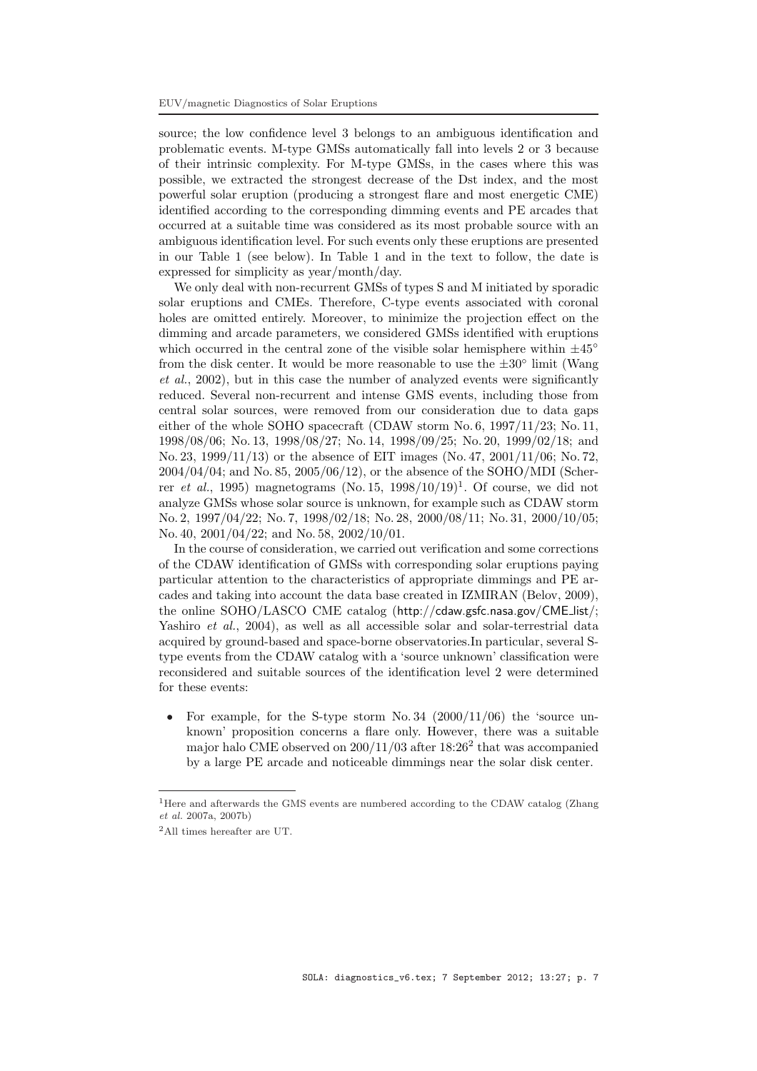source; the low confidence level 3 belongs to an ambiguous identification and problematic events. M-type GMSs automatically fall into levels 2 or 3 because of their intrinsic complexity. For M-type GMSs, in the cases where this was possible, we extracted the strongest decrease of the Dst index, and the most powerful solar eruption (producing a strongest flare and most energetic CME) identified according to the corresponding dimming events and PE arcades that occurred at a suitable time was considered as its most probable source with an ambiguous identification level. For such events only these eruptions are presented in our Table 1 (see below). In Table 1 and in the text to follow, the date is expressed for simplicity as year/month/day.

We only deal with non-recurrent GMSs of types S and M initiated by sporadic solar eruptions and CMEs. Therefore, C-type events associated with coronal holes are omitted entirely. Moreover, to minimize the projection effect on the dimming and arcade parameters, we considered GMSs identified with eruptions which occurred in the central zone of the visible solar hemisphere within $\pm 45^{\circ}$ from the disk center. It would be more reasonable to use the $\pm 30^{\circ}$ limit (Wang *et al.*, 2002), but in this case the number of analyzed events were significantly reduced. Several non-recurrent and intense GMS events, including those from central solar sources, were removed from our consideration due to data gaps either of the whole SOHO spacecraft (CDAW storm No. 6, 1997/11/23; No. 11, 1998/08/06; No. 13, 1998/08/27; No. 14, 1998/09/25; No. 20, 1999/02/18; and No. 23, 1999/11/13) or the absence of EIT images (No. 47, 2001/11/06; No. 72, 2004/04/04; and No. 85, 2005/06/12), or the absence of the SOHO/MDI (Scherrer *et al.*, 1995) magnetograms (No. 15, 1998/10/19)[1]. Of course, we did not analyze GMSs whose solar source is unknown, for example such as CDAW storm No. 2, 1997/04/22; No. 7, 1998/02/18; No. 28, 2000/08/11; No. 31, 2000/10/05; No. 40, 2001/04/22; and No. 58, 2002/10/01.

In the course of consideration, we carried out verification and some corrections of the CDAW identification of GMSs with corresponding solar eruptions paying particular attention to the characteristics of appropriate dimmings and PE arcades and taking into account the data base created in IZMIRAN (Belov, 2009), the online SOHO/LASCO CME catalog (http://cdaw.gsfc.nasa.gov/CME_list/; Yashiro *et al.*, 2004), as well as all accessible solar and solar-terrestrial data acquired by ground-based and space-borne observatories.In particular, several S-type events from the CDAW catalog with a 'source unknown' classification were reconsidered and suitable sources of the identification level 2 were determined for these events:

- For example, for the S-type storm No. 34 (2000/11/06) the 'source unknown' proposition concerns a flare only. However, there was a suitable major halo CME observed on 200/11/03 after 18:26[2] that was accompanied by a large PE arcade and noticeable dimmings near the solar disk center.

---

[1] Here and afterwards the GMS events are numbered according to the CDAW catalog (Zhang *et al.* 2007a, 2007b)

[2] All times hereafter are UT.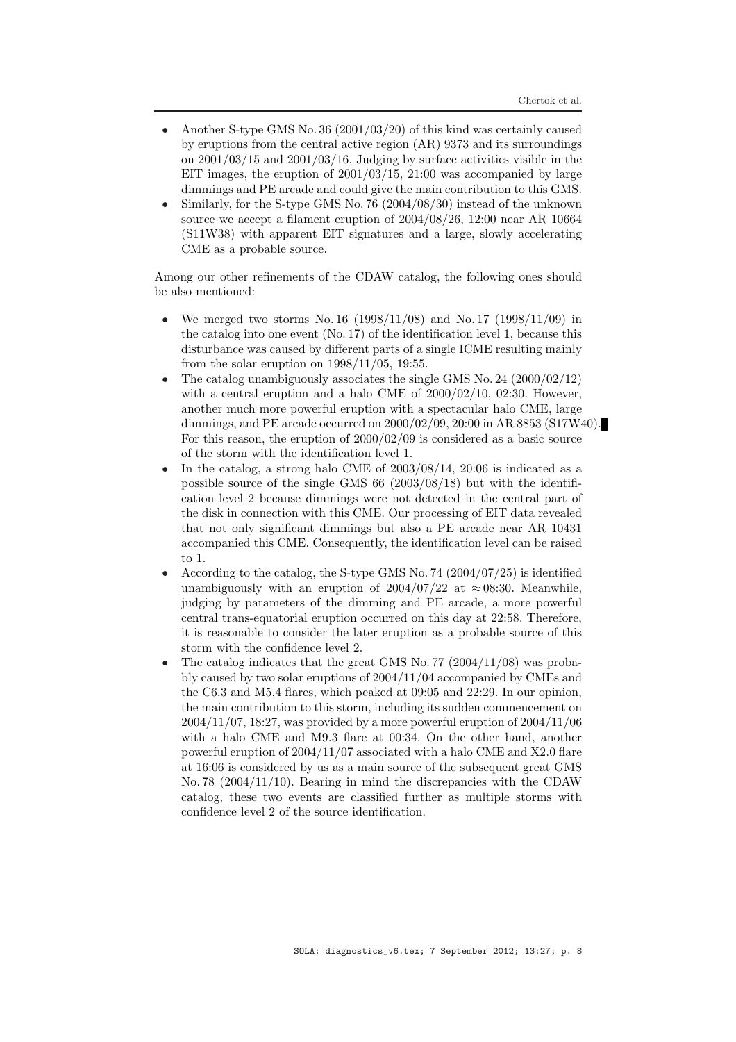- Another S-type GMS No. 36 (2001/03/20) of this kind was certainly caused by eruptions from the central active region (AR) 9373 and its surroundings on 2001/03/15 and 2001/03/16. Judging by surface activities visible in the EIT images, the eruption of 2001/03/15, 21:00 was accompanied by large dimmings and PE arcade and could give the main contribution to this GMS.
- Similarly, for the S-type GMS No. 76 (2004/08/30) instead of the unknown source we accept a filament eruption of 2004/08/26, 12:00 near AR 10664 (S11W38) with apparent EIT signatures and a large, slowly accelerating CME as a probable source.

Among our other refinements of the CDAW catalog, the following ones should be also mentioned:

- We merged two storms No. 16 (1998/11/08) and No. 17 (1998/11/09) in the catalog into one event (No. 17) of the identification level 1, because this disturbance was caused by different parts of a single ICME resulting mainly from the solar eruption on 1998/11/05, 19:55.
- The catalog unambiguously associates the single GMS No. 24 (2000/02/12) with a central eruption and a halo CME of 2000/02/10, 02:30. However, another much more powerful eruption with a spectacular halo CME, large dimmings, and PE arcade occurred on 2000/02/09, 20:00 in AR 8853 (S17W40). For this reason, the eruption of 2000/02/09 is considered as a basic source of the storm with the identification level 1.
- In the catalog, a strong halo CME of 2003/08/14, 20:06 is indicated as a possible source of the single GMS 66 (2003/08/18) but with the identification level 2 because dimmings were not detected in the central part of the disk in connection with this CME. Our processing of EIT data revealed that not only significant dimmings but also a PE arcade near AR 10431 accompanied this CME. Consequently, the identification level can be raised to 1.
- According to the catalog, the S-type GMS No. 74 (2004/07/25) is identified unambiguously with an eruption of 2004/07/22 at $\approx$08:30. Meanwhile, judging by parameters of the dimming and PE arcade, a more powerful central trans-equatorial eruption occurred on this day at 22:58. Therefore, it is reasonable to consider the later eruption as a probable source of this storm with the confidence level 2.
- The catalog indicates that the great GMS No. 77 (2004/11/08) was probably caused by two solar eruptions of 2004/11/04 accompanied by CMEs and the C6.3 and M5.4 flares, which peaked at 09:05 and 22:29. In our opinion, the main contribution to this storm, including its sudden commencement on 2004/11/07, 18:27, was provided by a more powerful eruption of 2004/11/06 with a halo CME and M9.3 flare at 00:34. On the other hand, another powerful eruption of 2004/11/07 associated with a halo CME and X2.0 flare at 16:06 is considered by us as a main source of the subsequent great GMS No. 78 (2004/11/10). Bearing in mind the discrepancies with the CDAW catalog, these two events are classified further as multiple storms with confidence level 2 of the source identification.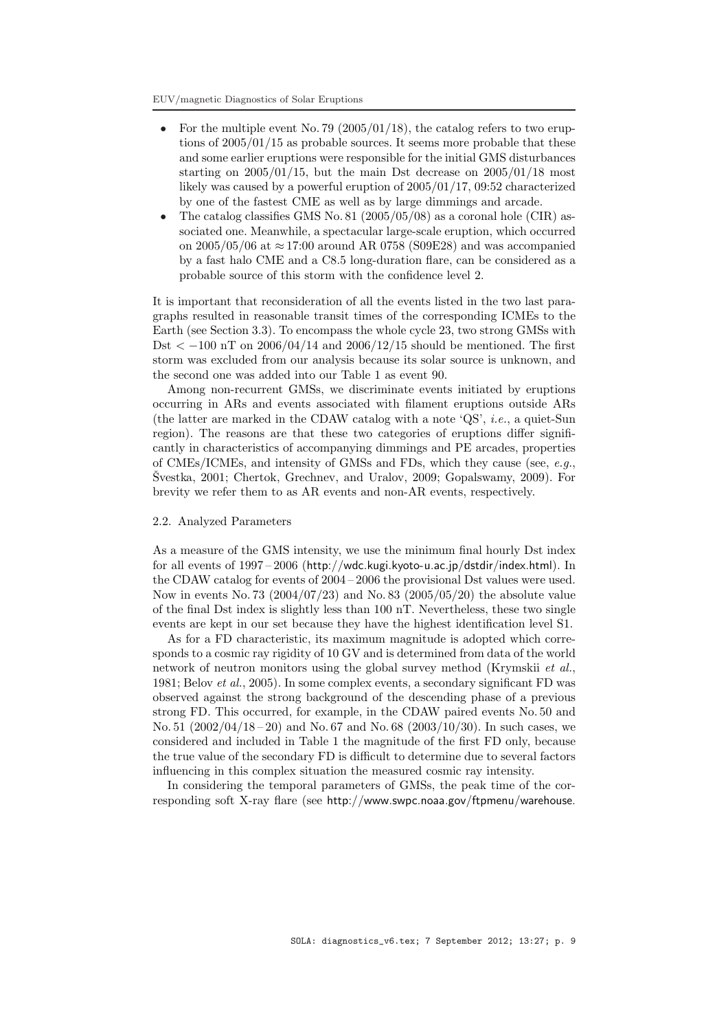- For the multiple event No. 79 (2005/01/18), the catalog refers to two eruptions of 2005/01/15 as probable sources. It seems more probable that these and some earlier eruptions were responsible for the initial GMS disturbances starting on 2005/01/15, but the main Dst decrease on 2005/01/18 most likely was caused by a powerful eruption of 2005/01/17, 09:52 characterized by one of the fastest CME as well as by large dimmings and arcade.
- The catalog classifies GMS No. 81 (2005/05/08) as a coronal hole (CIR) associated one. Meanwhile, a spectacular large-scale eruption, which occurred on 2005/05/06 at $\approx$17:00 around AR 0758 (S09E28) and was accompanied by a fast halo CME and a C8.5 long-duration flare, can be considered as a probable source of this storm with the confidence level 2.

It is important that reconsideration of all the events listed in the two last paragraphs resulted in reasonable transit times of the corresponding ICMEs to the Earth (see Section 3.3). To encompass the whole cycle 23, two strong GMSs with Dst $< -100$ nT on 2006/04/14 and 2006/12/15 should be mentioned. The first storm was excluded from our analysis because its solar source is unknown, and the second one was added into our Table 1 as event 90.

Among non-recurrent GMSs, we discriminate events initiated by eruptions occurring in ARs and events associated with filament eruptions outside ARs (the latter are marked in the CDAW catalog with a note 'QS', *i.e.*, a quiet-Sun region). The reasons are that these two categories of eruptions differ significantly in characteristics of accompanying dimmings and PE arcades, properties of CMEs/ICMEs, and intensity of GMSs and FDs, which they cause (see, *e.g.*, Švestka, 2001; Chertok, Grechnev, and Uralov, 2009; Gopalswamy, 2009). For brevity we refer them to as AR events and non-AR events, respectively.

## 2.2. Analyzed Parameters

As a measure of the GMS intensity, we use the minimum final hourly Dst index for all events of 1997 – 2006 (http://wdc.kugi.kyoto-u.ac.jp/dstdir/index.html). In the CDAW catalog for events of 2004 – 2006 the provisional Dst values were used. Now in events No. 73 (2004/07/23) and No. 83 (2005/05/20) the absolute value of the final Dst index is slightly less than 100 nT. Nevertheless, these two single events are kept in our set because they have the highest identification level S1.

As for a FD characteristic, its maximum magnitude is adopted which corresponds to a cosmic ray rigidity of 10 GV and is determined from data of the world network of neutron monitors using the global survey method (Krymskii *et al.*, 1981; Belov *et al.*, 2005). In some complex events, a secondary significant FD was observed against the strong background of the descending phase of a previous strong FD. This occurred, for example, in the CDAW paired events No. 50 and No. 51 (2002/04/18 – 20) and No. 67 and No. 68 (2003/10/30). In such cases, we considered and included in Table 1 the magnitude of the first FD only, because the true value of the secondary FD is difficult to determine due to several factors influencing in this complex situation the measured cosmic ray intensity.

In considering the temporal parameters of GMSs, the peak time of the corresponding soft X-ray flare (see http://www.swpc.noaa.gov/ftpmenu/warehouse.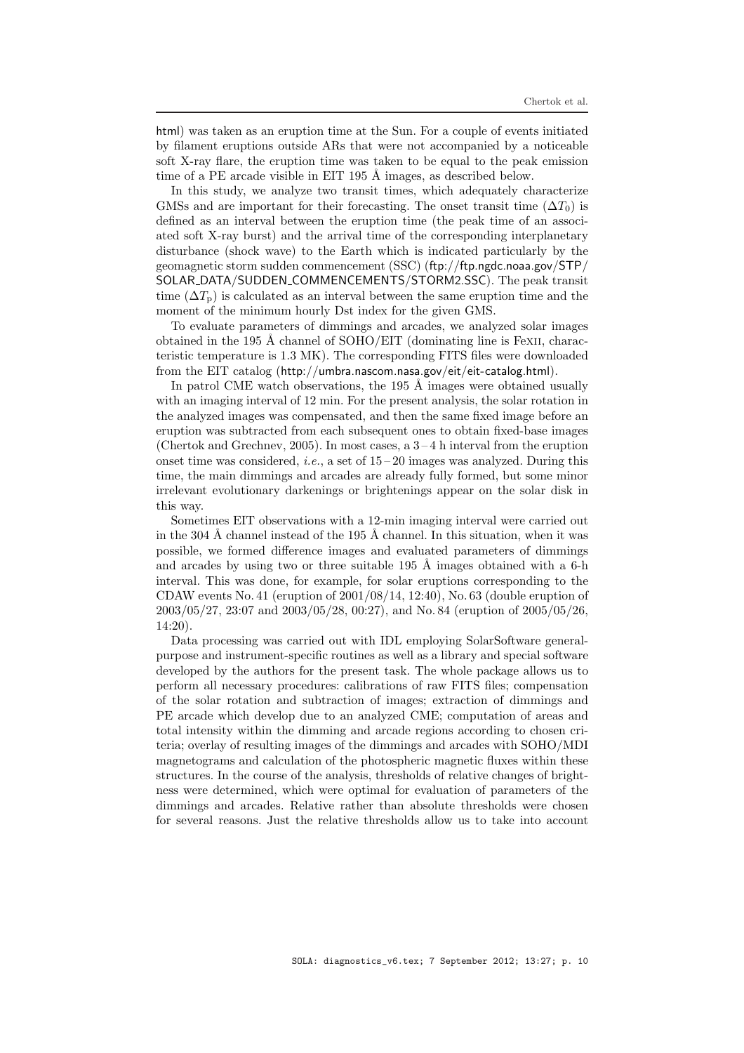html) was taken as an eruption time at the Sun. For a couple of events initiated by filament eruptions outside ARs that were not accompanied by a noticeable soft X-ray flare, the eruption time was taken to be equal to the peak emission time of a PE arcade visible in EIT 195 Å images, as described below.

In this study, we analyze two transit times, which adequately characterize GMSs and are important for their forecasting. The onset transit time ($\Delta T_0$) is defined as an interval between the eruption time (the peak time of an associated soft X-ray burst) and the arrival time of the corresponding interplanetary disturbance (shock wave) to the Earth which is indicated particularly by the geomagnetic storm sudden commencement (SSC) (ftp://ftp.ngdc.noaa.gov/STP/SOLAR_DATA/SUDDEN_COMMENCEMENTS/STORM2.SSC). The peak transit time ($\Delta T_\mathrm{p}$) is calculated as an interval between the same eruption time and the moment of the minimum hourly Dst index for the given GMS.

To evaluate parameters of dimmings and arcades, we analyzed solar images obtained in the 195 Å channel of SOHO/EIT (dominating line is FeXII, characteristic temperature is 1.3 MK). The corresponding FITS files were downloaded from the EIT catalog (http://umbra.nascom.nasa.gov/eit/eit-catalog.html).

In patrol CME watch observations, the 195 Å images were obtained usually with an imaging interval of 12 min. For the present analysis, the solar rotation in the analyzed images was compensated, and then the same fixed image before an eruption was subtracted from each subsequent ones to obtain fixed-base images (Chertok and Grechnev, 2005). In most cases, a 3 – 4 h interval from the eruption onset time was considered, *i.e.*, a set of 15 – 20 images was analyzed. During this time, the main dimmings and arcades are already fully formed, but some minor irrelevant evolutionary darkenings or brightenings appear on the solar disk in this way.

Sometimes EIT observations with a 12-min imaging interval were carried out in the 304 Å channel instead of the 195 Å channel. In this situation, when it was possible, we formed difference images and evaluated parameters of dimmings and arcades by using two or three suitable 195 Å images obtained with a 6-h interval. This was done, for example, for solar eruptions corresponding to the CDAW events No. 41 (eruption of 2001/08/14, 12:40), No. 63 (double eruption of 2003/05/27, 23:07 and 2003/05/28, 00:27), and No. 84 (eruption of 2005/05/26, 14:20).

Data processing was carried out with IDL employing SolarSoftware general-purpose and instrument-specific routines as well as a library and special software developed by the authors for the present task. The whole package allows us to perform all necessary procedures: calibrations of raw FITS files; compensation of the solar rotation and subtraction of images; extraction of dimmings and PE arcade which develop due to an analyzed CME; computation of areas and total intensity within the dimming and arcade regions according to chosen criteria; overlay of resulting images of the dimmings and arcades with SOHO/MDI magnetograms and calculation of the photospheric magnetic fluxes within these structures. In the course of the analysis, thresholds of relative changes of brightness were determined, which were optimal for evaluation of parameters of the dimmings and arcades. Relative rather than absolute thresholds were chosen for several reasons. Just the relative thresholds allow us to take into account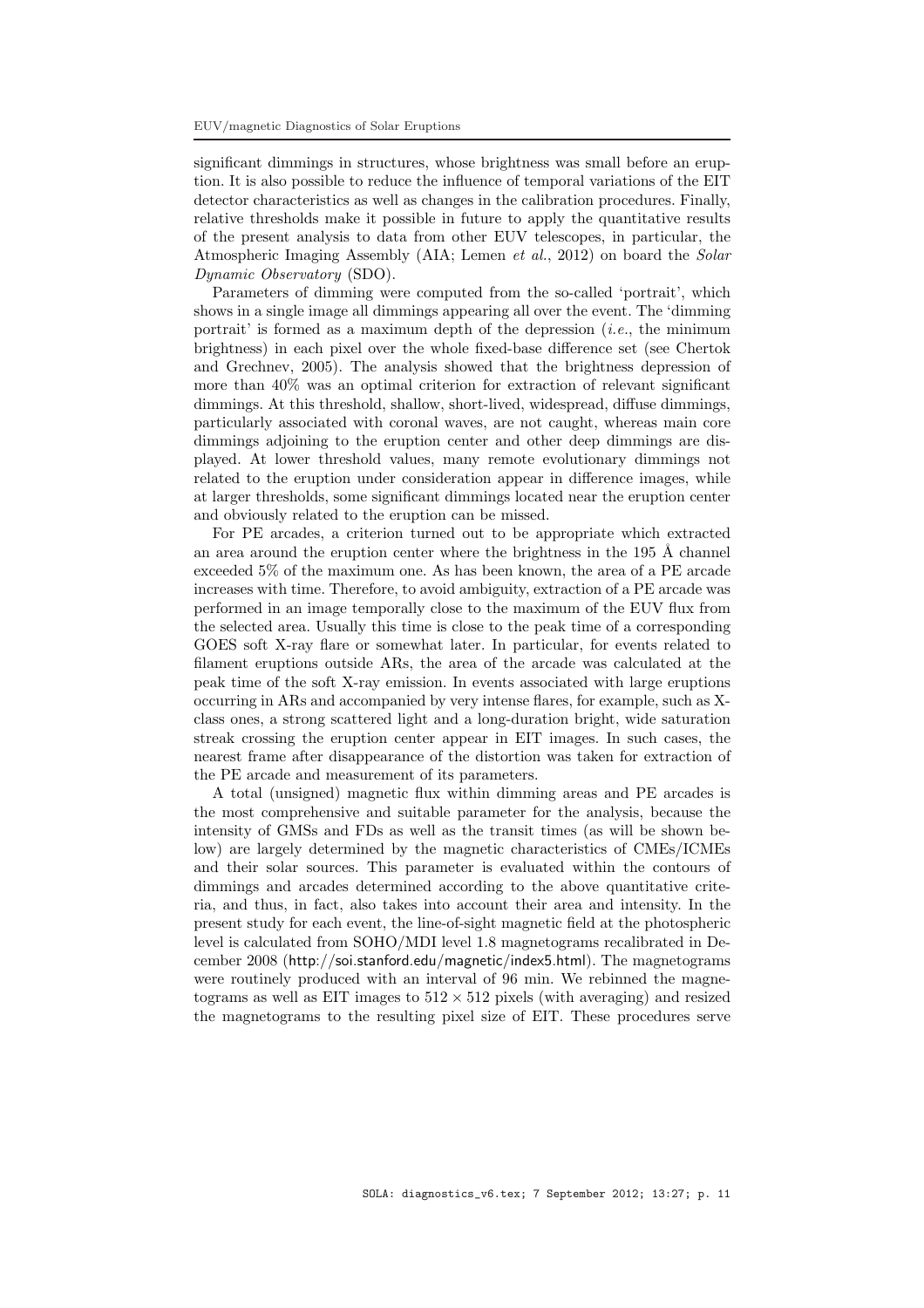significant dimmings in structures, whose brightness was small before an eruption. It is also possible to reduce the influence of temporal variations of the EIT detector characteristics as well as changes in the calibration procedures. Finally, relative thresholds make it possible in future to apply the quantitative results of the present analysis to data from other EUV telescopes, in particular, the Atmospheric Imaging Assembly (AIA; Lemen *et al.*, 2012) on board the *Solar Dynamic Observatory* (SDO).

Parameters of dimming were computed from the so-called 'portrait', which shows in a single image all dimmings appearing all over the event. The 'dimming portrait' is formed as a maximum depth of the depression (*i.e.*, the minimum brightness) in each pixel over the whole fixed-base difference set (see Chertok and Grechnev, 2005). The analysis showed that the brightness depression of more than 40% was an optimal criterion for extraction of relevant significant dimmings. At this threshold, shallow, short-lived, widespread, diffuse dimmings, particularly associated with coronal waves, are not caught, whereas main core dimmings adjoining to the eruption center and other deep dimmings are displayed. At lower threshold values, many remote evolutionary dimmings not related to the eruption under consideration appear in difference images, while at larger thresholds, some significant dimmings located near the eruption center and obviously related to the eruption can be missed.

For PE arcades, a criterion turned out to be appropriate which extracted an area around the eruption center where the brightness in the 195 Å channel exceeded 5% of the maximum one. As has been known, the area of a PE arcade increases with time. Therefore, to avoid ambiguity, extraction of a PE arcade was performed in an image temporally close to the maximum of the EUV flux from the selected area. Usually this time is close to the peak time of a corresponding GOES soft X-ray flare or somewhat later. In particular, for events related to filament eruptions outside ARs, the area of the arcade was calculated at the peak time of the soft X-ray emission. In events associated with large eruptions occurring in ARs and accompanied by very intense flares, for example, such as X-class ones, a strong scattered light and a long-duration bright, wide saturation streak crossing the eruption center appear in EIT images. In such cases, the nearest frame after disappearance of the distortion was taken for extraction of the PE arcade and measurement of its parameters.

A total (unsigned) magnetic flux within dimming areas and PE arcades is the most comprehensive and suitable parameter for the analysis, because the intensity of GMSs and FDs as well as the transit times (as will be shown below) are largely determined by the magnetic characteristics of CMEs/ICMEs and their solar sources. This parameter is evaluated within the contours of dimmings and arcades determined according to the above quantitative criteria, and thus, in fact, also takes into account their area and intensity. In the present study for each event, the line-of-sight magnetic field at the photospheric level is calculated from SOHO/MDI level 1.8 magnetograms recalibrated in December 2008 (http://soi.stanford.edu/magnetic/index5.html). The magnetograms were routinely produced with an interval of 96 min. We rebinned the magnetograms as well as EIT images to $512 \times 512$ pixels (with averaging) and resized the magnetograms to the resulting pixel size of EIT. These procedures serve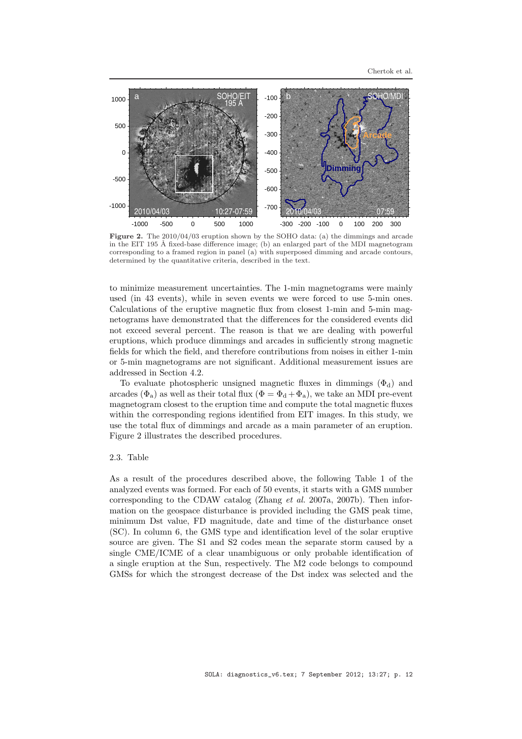**Figure 2.** The 2010/04/03 eruption shown by the SOHO data: (a) the dimmings and arcade in the EIT 195 Å fixed-base difference image; (b) an enlarged part of the MDI magnetogram corresponding to a framed region in panel (a) with superposed dimming and arcade contours, determined by the quantitative criteria, described in the text.

to minimize measurement uncertainties. The 1-min magnetograms were mainly used (in 43 events), while in seven events we were forced to use 5-min ones. Calculations of the eruptive magnetic flux from closest 1-min and 5-min magnetograms have demonstrated that the differences for the considered events did not exceed several percent. The reason is that we are dealing with powerful eruptions, which produce dimmings and arcades in sufficiently strong magnetic fields for which the field, and therefore contributions from noises in either 1-min or 5-min magnetograms are not significant. Additional measurement issues are addressed in Section 4.2.

To evaluate photospheric unsigned magnetic fluxes in dimmings ($\Phi_\mathrm{d}$) and arcades ($\Phi_\mathrm{a}$) as well as their total flux ($\Phi = \Phi_\mathrm{d} + \Phi_\mathrm{a}$), we take an MDI pre-event magnetogram closest to the eruption time and compute the total magnetic fluxes within the corresponding regions identified from EIT images. In this study, we use the total flux of dimmings and arcade as a main parameter of an eruption. Figure 2 illustrates the described procedures.

## 2.3. Table

As a result of the procedures described above, the following Table 1 of the analyzed events was formed. For each of 50 events, it starts with a GMS number corresponding to the CDAW catalog (Zhang *et al.* 2007a, 2007b). Then information on the geospace disturbance is provided including the GMS peak time, minimum Dst value, FD magnitude, date and time of the disturbance onset (SC). In column 6, the GMS type and identification level of the solar eruptive source are given. The S1 and S2 codes mean the separate storm caused by a single CME/ICME of a clear unambiguous or only probable identification of a single eruption at the Sun, respectively. The M2 code belongs to compound GMSs for which the strongest decrease of the Dst index was selected and the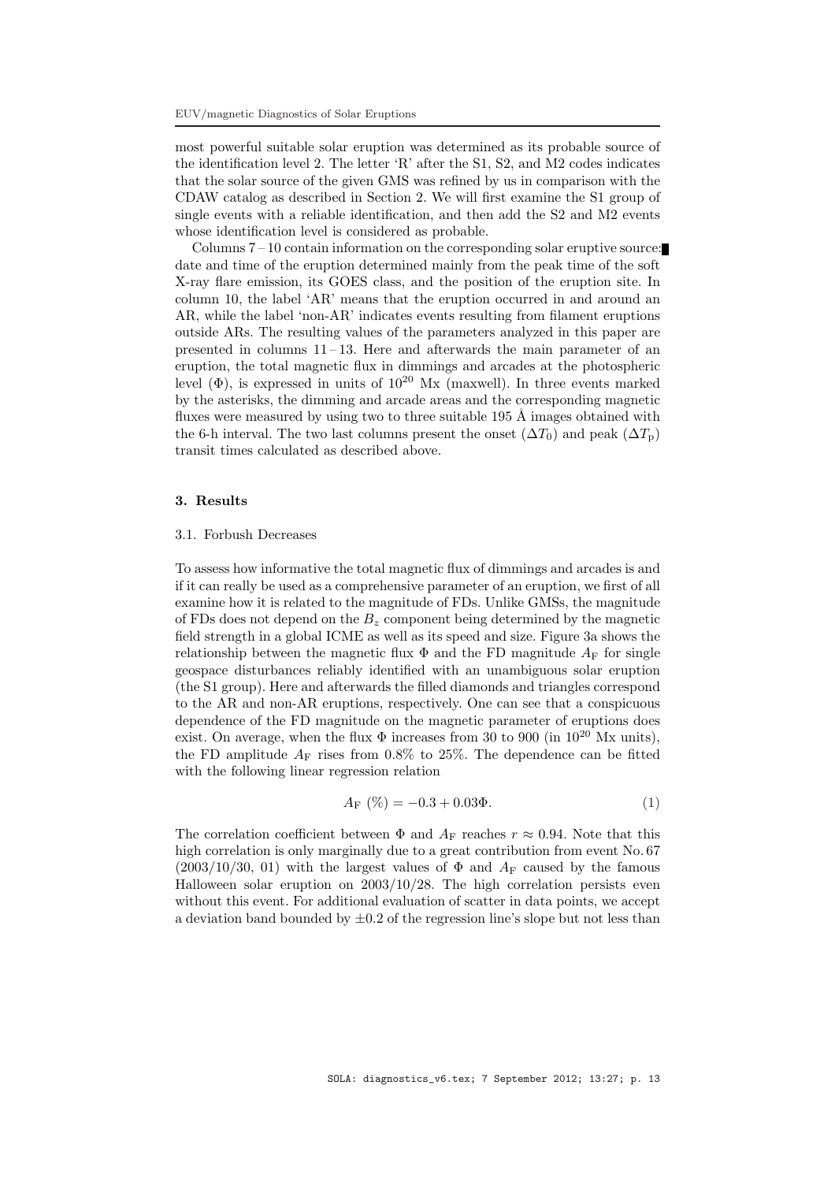most powerful suitable solar eruption was determined as its probable source of the identification level 2. The letter 'R' after the S1, S2, and M2 codes indicates that the solar source of the given GMS was refined by us in comparison with the CDAW catalog as described in Section 2. We will first examine the S1 group of single events with a reliable identification, and then add the S2 and M2 events whose identification level is considered as probable.

Columns 7 – 10 contain information on the corresponding solar eruptive source: date and time of the eruption determined mainly from the peak time of the soft X-ray flare emission, its GOES class, and the position of the eruption site. In column 10, the label 'AR' means that the eruption occurred in and around an AR, while the label 'non-AR' indicates events resulting from filament eruptions outside ARs. The resulting values of the parameters analyzed in this paper are presented in columns 11 – 13. Here and afterwards the main parameter of an eruption, the total magnetic flux in dimmings and arcades at the photospheric level ($\Phi$), is expressed in units of $10^{20}$ Mx (maxwell). In three events marked by the asterisks, the dimming and arcade areas and the corresponding magnetic fluxes were measured by using two to three suitable 195 Å images obtained with the 6-h interval. The two last columns present the onset ($\Delta T_0$) and peak ($\Delta T_\mathrm{p}$) transit times calculated as described above.

## 3. Results

### 3.1. Forbush Decreases

To assess how informative the total magnetic flux of dimmings and arcades is and if it can really be used as a comprehensive parameter of an eruption, we first of all examine how it is related to the magnitude of FDs. Unlike GMSs, the magnitude of FDs does not depend on the $B_z$ component being determined by the magnetic field strength in a global ICME as well as its speed and size. Figure 3a shows the relationship between the magnetic flux $\Phi$ and the FD magnitude $A_\mathrm{F}$ for single geospace disturbances reliably identified with an unambiguous solar eruption (the S1 group). Here and afterwards the filled diamonds and triangles correspond to the AR and non-AR eruptions, respectively. One can see that a conspicuous dependence of the FD magnitude on the magnetic parameter of eruptions does exist. On average, when the flux $\Phi$ increases from 30 to 900 (in $10^{20}$ Mx units), the FD amplitude $A_\mathrm{F}$ rises from 0.8% to 25%. The dependence can be fitted with the following linear regression relation

$$A_\mathrm{F}\ (\%) = -0.3 + 0.03\Phi. \tag{1}$$

The correlation coefficient between $\Phi$ and $A_\mathrm{F}$ reaches $r \approx 0.94$. Note that this high correlation is only marginally due to a great contribution from event No. 67 (2003/10/30, 01) with the largest values of $\Phi$ and $A_\mathrm{F}$ caused by the famous Halloween solar eruption on 2003/10/28. The high correlation persists even without this event. For additional evaluation of scatter in data points, we accept a deviation band bounded by $\pm 0.2$ of the regression line's slope but not less than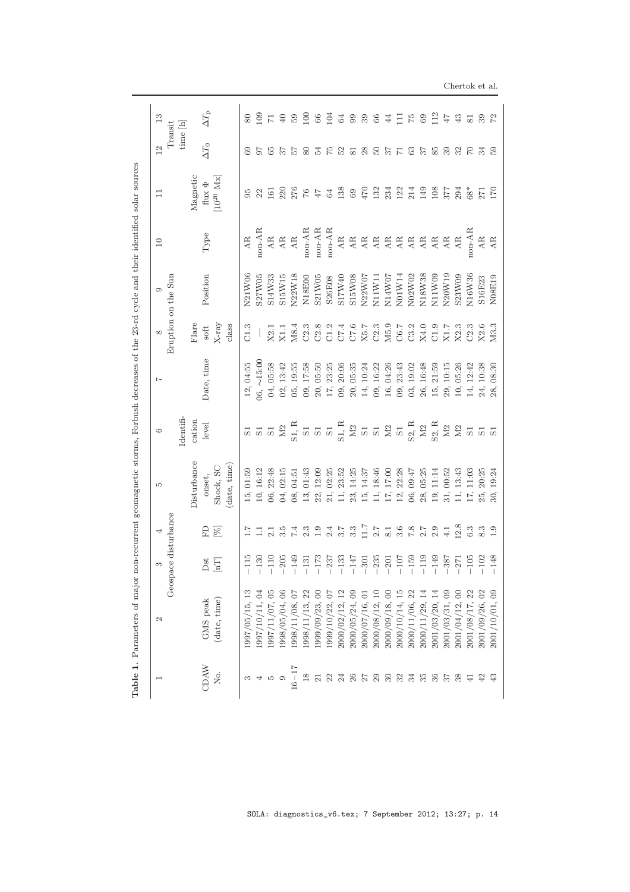**Table 1.** Parameters of major non-recurrent geomagnetic storms, Forbush decreases of the 23-rd cycle and their identified solar sources

| 1 | 2 | 3 | 4 | 5 | 6 | 7 | 8 | 9 | 10 | 11 | 12 | 13 |
|---|---|---|---|---|---|---|---|---|---|---|---|---|
| | Geospace disturbance | | | | | Eruption on the Sun | | | | | Transit time [h] | |
| CDAW No. | GMS peak (date, time) | Dst [nT] | FD [%] | Disturbance onset, Shock, SC (date, time) | Identification level | Date, time | Flare soft X-ray class | Position | Type | Magnetic flux $\Phi$ [$10^{20}$ Mx] | $\Delta T_0$ | $\Delta T_\mathrm{P}$ |
| 3 | 1997/05/15, 13 | −115 | 1.7 | 15, 01:59 | S1 | 12, 04:55 | C1.3 | N21W06 | AR | 95 | 69 | 80 |
| 4 | 1997/10/11, 04 | −130 | 1.1 | 10, 16:12 | S1 | 06, ∼15:00 | — | S27W05 | non-AR | 22 | 97 | 109 |
| 5 | 1997/11/07, 05 | −110 | 2.1 | 06, 22:48 | S1 | 04, 05:58 | X2.1 | S14W33 | AR | 161 | 65 | 71 |
| 9 | 1998/05/04, 06 | −205 | 3.5 | 04, 02:15 | M2 | 02, 13:42 | X1.1 | S15W15 | AR | 220 | 37 | 40 |
| 16−17 | 1998/11/08, 07 | −149 | 7.4 | 08, 04:51 | S1, R | 05, 19:55 | M8.4 | N22W18 | AR | 276 | 57 | 59 |
| 18 | 1998/11/13, 22 | −131 | 2.3 | 13, 01:43 | S1 | 09, 17:58 | C2.3 | N18E00 | non-AR | 76 | 80 | 100 |
| 21 | 1999/09/23, 00 | −173 | 1.9 | 22, 12:09 | S1 | 20, 05:50 | C2.8 | S21W05 | non-AR | 47 | 54 | 66 |
| 22 | 1999/10/22, 07 | −237 | 2.4 | 21, 02:25 | S1 | 17, 23:25 | C1.2 | S26E08 | non-AR | 64 | 75 | 104 |
| 24 | 2000/02/12, 12 | −133 | 3.7 | 11, 23:52 | S1, R | 09, 20:06 | C7.4 | S17W40 | AR | 138 | 52 | 64 |
| 26 | 2000/05/24, 09 | −147 | 3.3 | 23, 14:25 | M2 | 20, 05:35 | C7.6 | S15W08 | AR | 69 | 81 | 99 |
| 27 | 2000/07/16, 01 | −301 | 11.7 | 15, 14:37 | S1 | 14, 10:24 | X5.7 | N22W07 | AR | 470 | 28 | 39 |
| 29 | 2000/08/12, 10 | −235 | 2.7 | 11, 18:46 | S1 | 09, 16:22 | C2.3 | N11W11 | AR | 132 | 50 | 66 |
| 30 | 2000/09/18, 00 | −201 | 8.1 | 17, 17:00 | M2 | 16, 04:26 | M5.9 | N14W07 | AR | 234 | 37 | 44 |
| 32 | 2000/10/14, 15 | −107 | 3.6 | 12, 22:28 | S1 | 09, 23:43 | C6.7 | N01W14 | AR | 122 | 71 | 111 |
| 34 | 2000/11/06, 22 | −159 | 7.8 | 06, 09:47 | S2, R | 03, 19:02 | C3.2 | N02W02 | AR | 214 | 63 | 75 |
| 35 | 2000/11/29, 14 | −119 | 2.7 | 28, 05:25 | M2 | 26, 16:48 | X4.0 | N18W38 | AR | 149 | 37 | 69 |
| 36 | 2001/03/20, 14 | −149 | 2.9 | 19, 11:14 | S2, R | 15, 21:59 | C1.9 | N11W09 | AR | 108 | 85 | 112 |
| 37 | 2001/03/31, 09 | −387 | 4.1 | 31, 00:52 | M2 | 29, 10:15 | X1.7 | N20W19 | AR | 377 | 39 | 47 |
| 38 | 2001/04/12, 00 | −271 | 12.8 | 11, 13:43 | M2 | 10, 05:26 | X2.3 | S23W09 | AR | 294 | 32 | 43 |
| 41 | 2001/08/17, 22 | −105 | 6.3 | 17, 11:03 | S1 | 14, 12:42 | C2.3 | N16W36 | non-AR | 68* | 70 | 81 |
| 42 | 2001/09/26, 02 | −102 | 8.3 | 25, 20:25 | S1 | 24, 10:38 | X2.6 | S16E23 | AR | 271 | 34 | 39 |
| 43 | 2001/10/01, 09 | −148 | 1.9 | 30, 19:24 | S1 | 28, 08:30 | M3.3 | N08E19 | AR | 170 | 59 | 72 |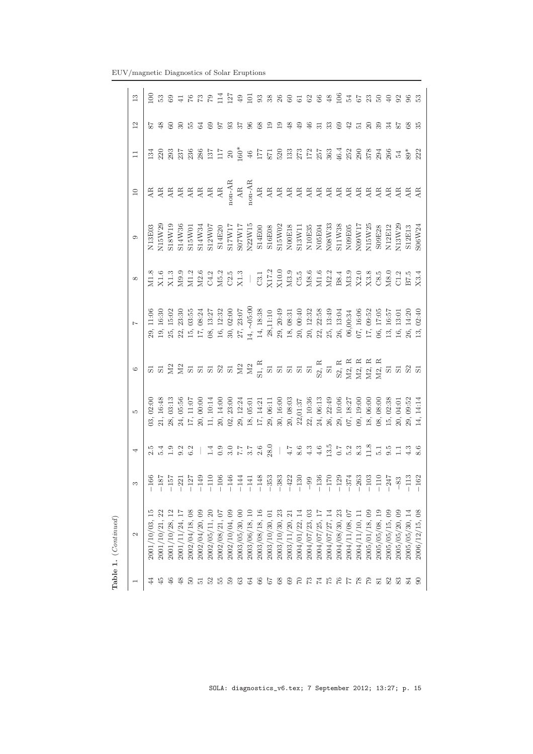**Table 1.** (*Continued*)

| 1 | 2 | 3 | 4 | 5 | 6 | 7 | 8 | 9 | 10 | 11 | 12 | 13 |
|---|---|---|---|---|---|---|---|---|---|---|---|---|
| 44 | 2001/10/03, 15 | −166 | 2.5 | 03, 02:00 | S1 | 29, 11:06 | M1.8 | N13E03 | AR | 134 | 87 | 100 |
| 45 | 2001/10/21, 22 | −187 | 5.4 | 21, 16:48 | S1 | 19, 16:30 | X1.6 | N15W29 | AR | 220 | 48 | 53 |
| 46 | 2001/10/28, 12 | −157 | 1.9 | 28, 03:13 | M2 | 25, 15:02 | X1.3 | S18W19 | AR | 293 | 60 | 69 |
| 48 | 2001/11/24, 17 | −221 | 9.2 | 24, 05:56 | M2 | 22, 23:30 | M9.9 | S14W36 | AR | 237 | 30 | 41 |
| 50 | 2002/04/18, 08 | −127 | 6.2 | 17, 11:07 | S1 | 15, 03:55 | M1.2 | S15W01 | AR | 236 | 55 | 76 |
| 51 | 2002/04/20, 09 | −149 | — | 20, 00:00 | S1 | 17, 08:24 | M2.6 | S14W34 | AR | 286 | 64 | 73 |
| 52 | 2002/05/11, 20 | −110 | 1.4 | 11, 10:14 | S1 | 08, 13:27 | C4.2 | S12W07 | AR | 137 | 69 | 79 |
| 55 | 2002/08/21, 07 | −106 | 0.9 | 20, 14:00 | S2 | 16, 12:32 | M5.2 | S14E20 | AR | 117 | 97 | 114 |
| 59 | 2002/10/04, 09 | −146 | 3.0 | 02, 23:00 | S1 | 30, 02:00 | C2.5 | S17W17 | non-AR | 20 | 93 | 127 |
| 63 | 2003/05/30, 00 | −144 | 7.7 | 29, 12:24 | M2 | 27, 23:07 | X1.3 | S07W17 | AR | 160* | 37 | 49 |
| 64 | 2003/06/18, 10 | −141 | 3.7 | 18, 05:01 | M2 | 14, ∼05:00 | — | N22W15 | non-AR | 46 | 96 | 101 |
| 66 | 2003/08/18, 16 | −148 | 2.6 | 17, 14:21 | S1, R | 14, 18:38 | C3.1 | S14E00 | AR | 177 | 68 | 93 |
| 67 | 2003/10/30, 01 | −353 | 28.0 | 29, 06:11 | S1 | 28,11:10 | X17.2 | S16E08 | AR | 871 | 19 | 38 |
| 68 | 2003/10/30, 23 | −383 | — | 30, 16:00 | S1 | 29, 20:49 | X10.0 | S15W02 | AR | 520 | 19 | 26 |
| 69 | 2003/11/20, 21 | −422 | 4.7 | 20, 08:03 | S1 | 18, 08:31 | M3.9 | N00E18 | AR | 133 | 48 | 60 |
| 70 | 2004/01/22, 14 | −130 | 8.6 | 22,01:37 | S1 | 20, 00:40 | C5.5 | S13W11 | AR | 273 | 49 | 61 |
| 73 | 2004/07/23, 03 | −99 | 4.3 | 22, 10:36 | S1 | 20, 12:32 | M8.6 | N10E35 | AR | 172 | 46 | 62 |
| 74 | 2004/07/25, 17 | −136 | 4.6 | 24, 06:13 | S2, R | 22, 22:58 | M1.6 | N05E04 | AR | 257 | 31 | 66 |
| 75 | 2004/07/27, 14 | −170 | 13.5 | 26, 22:49 | S1 | 25, 13:49 | M2.2 | N08W33 | AR | 363 | 33 | 48 |
| 76 | 2004/08/30, 23 | −129 | 0.7 | 29, 10:06 | S2, R | 26, 13:04 | B8.4 | S11W38 | AR | 46.4 | 69 | 106 |
| 77 | 2004/11/08, 07 | −374 | 5.2 | 07, 18:27 | M2, R | 06,00:34 | M3.9 | N09E05 | AR | 252 | 42 | 54 |
| 78 | 2004/11/10, 11 | −263 | 8.3 | 09, 19:00 | M2, R | 07, 16:06 | X2.0 | N09W17 | AR | 290 | 51 | 67 |
| 79 | 2005/01/18, 09 | −103 | 11.8 | 18, 06:00 | M2, R | 17, 09:52 | X3.8 | N15W25 | AR | 378 | 20 | 23 |
| 81 | 2005/05/08, 19 | −110 | 5.1 | 08, 08:00 | M2, R | 06, 17:05 | C8.5 | S09E28 | AR | 294 | 39 | 50 |
| 82 | 2005/05/15, 09 | −247 | 9.5 | 15, 02:38 | S1 | 13, 16:57 | M8.0 | N12E12 | AR | 266 | 34 | 40 |
| 83 | 2005/05/20, 09 | −83 | 1.1 | 20, 04:01 | S1 | 16, 13:01 | C1.2 | N13W29 | AR | 54 | 87 | 92 |
| 84 | 2005/05/30, 14 | −113 | 4.3 | 29, 09:52 | S2 | 26, 14:20 | B7.5 | S12E13 | AR | 89* | 68 | 96 |
| 90 | 2006/12/15, 08 | −162 | 8.6 | 14, 14:14 | S1 | 13, 02:40 | X3.4 | S06W24 | AR | 222 | 35 | 53 |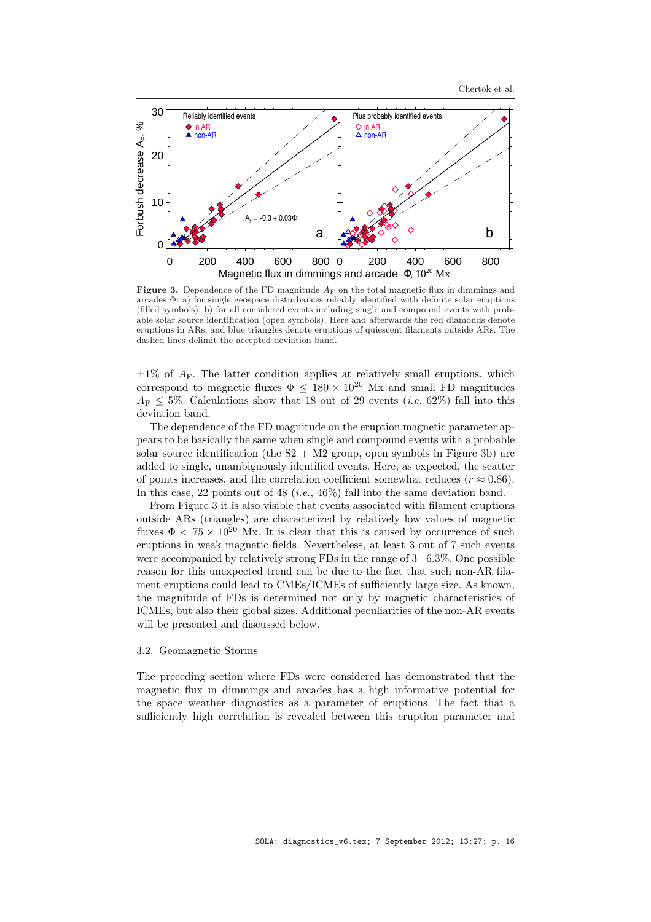Figure 3. Dependence of the FD magnitude $A_F$ on the total magnetic flux in dimmings and arcades $\Phi$: a) for single geospace disturbances reliably identified with definite solar eruptions (filled symbols); b) for all considered events including single and compound events with probable solar source identification (open symbols). Here and afterwards the red diamonds denote eruptions in ARs, and blue triangles denote eruptions of quiescent filaments outside ARs. The dashed lines delimit the accepted deviation band.

$\pm 1\%$ of $A_F$. The latter condition applies at relatively small eruptions, which correspond to magnetic fluxes $\Phi \leq 180 \times 10^{20}$ Mx and small FD magnitudes $A_F \leq 5\%$. Calculations show that 18 out of 29 events (*i.e.* 62%) fall into this deviation band.

The dependence of the FD magnitude on the eruption magnetic parameter appears to be basically the same when single and compound events with a probable solar source identification (the S2 + M2 group, open symbols in Figure 3b) are added to single, unambiguously identified events. Here, as expected, the scatter of points increases, and the correlation coefficient somewhat reduces ($r \approx 0.86$). In this case, 22 points out of 48 (*i.e.*, 46%) fall into the same deviation band.

From Figure 3 it is also visible that events associated with filament eruptions outside ARs (triangles) are characterized by relatively low values of magnetic fluxes $\Phi < 75 \times 10^{20}$ Mx. It is clear that this is caused by occurrence of such eruptions in weak magnetic fields. Nevertheless, at least 3 out of 7 such events were accompanied by relatively strong FDs in the range of $3 - 6.3\%$. One possible reason for this unexpected trend can be due to the fact that such non-AR filament eruptions could lead to CMEs/ICMEs of sufficiently large size. As known, the magnitude of FDs is determined not only by magnetic characteristics of ICMEs, but also their global sizes. Additional peculiarities of the non-AR events will be presented and discussed below.

### 3.2. Geomagnetic Storms

The preceding section where FDs were considered has demonstrated that the magnetic flux in dimmings and arcades has a high informative potential for the space weather diagnostics as a parameter of eruptions. The fact that a sufficiently high correlation is revealed between this eruption parameter and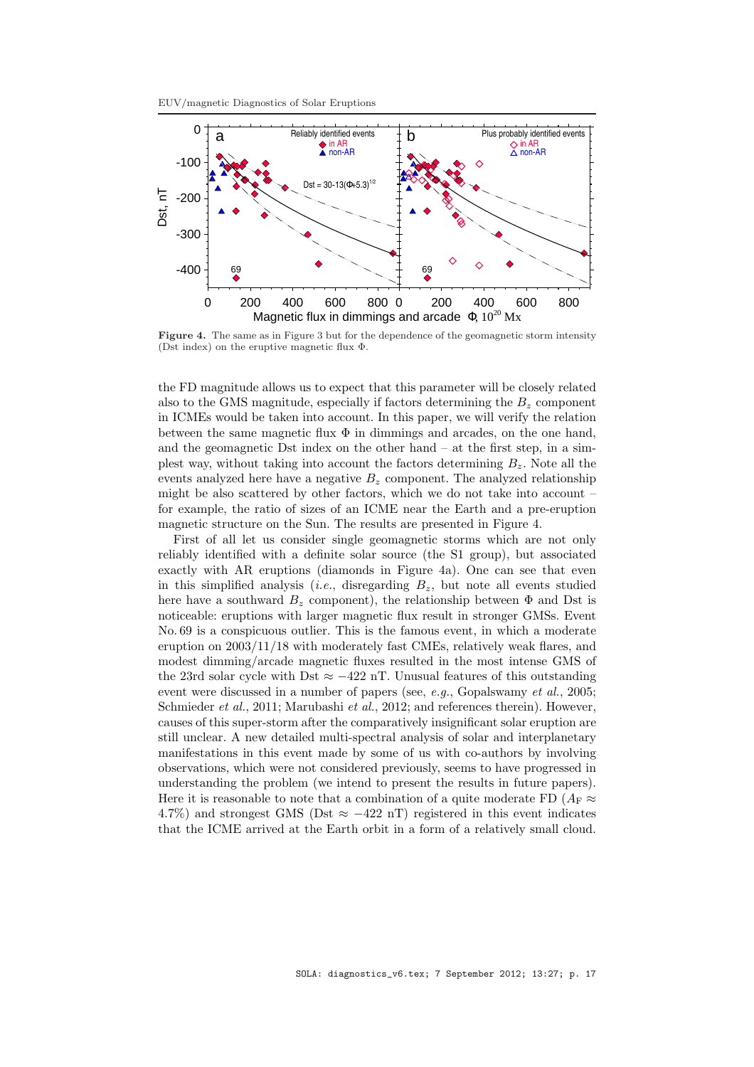**Figure 4.** The same as in Figure 3 but for the dependence of the geomagnetic storm intensity (Dst index) on the eruptive magnetic flux Φ.

the FD magnitude allows us to expect that this parameter will be closely related also to the GMS magnitude, especially if factors determining the $B_z$ component in ICMEs would be taken into account. In this paper, we will verify the relation between the same magnetic flux Φ in dimmings and arcades, on the one hand, and the geomagnetic Dst index on the other hand – at the first step, in a simplest way, without taking into account the factors determining $B_z$. Note all the events analyzed here have a negative $B_z$ component. The analyzed relationship might be also scattered by other factors, which we do not take into account – for example, the ratio of sizes of an ICME near the Earth and a pre-eruption magnetic structure on the Sun. The results are presented in Figure 4.

First of all let us consider single geomagnetic storms which are not only reliably identified with a definite solar source (the S1 group), but associated exactly with AR eruptions (diamonds in Figure 4a). One can see that even in this simplified analysis (*i.e.*, disregarding $B_z$, but note all events studied here have a southward $B_z$ component), the relationship between Φ and Dst is noticeable: eruptions with larger magnetic flux result in stronger GMSs. Event No. 69 is a conspicuous outlier. This is the famous event, in which a moderate eruption on 2003/11/18 with moderately fast CMEs, relatively weak flares, and modest dimming/arcade magnetic fluxes resulted in the most intense GMS of the 23rd solar cycle with Dst ≈ −422 nT. Unusual features of this outstanding event were discussed in a number of papers (see, *e.g.*, Gopalswamy *et al.*, 2005; Schmieder *et al.*, 2011; Marubashi *et al.*, 2012; and references therein). However, causes of this super-storm after the comparatively insignificant solar eruption are still unclear. A new detailed multi-spectral analysis of solar and interplanetary manifestations in this event made by some of us with co-authors by involving observations, which were not considered previously, seems to have progressed in understanding the problem (we intend to present the results in future papers). Here it is reasonable to note that a combination of a quite moderate FD ($A_{\mathrm{F}} \approx$ 4.7%) and strongest GMS (Dst ≈ −422 nT) registered in this event indicates that the ICME arrived at the Earth orbit in a form of a relatively small cloud.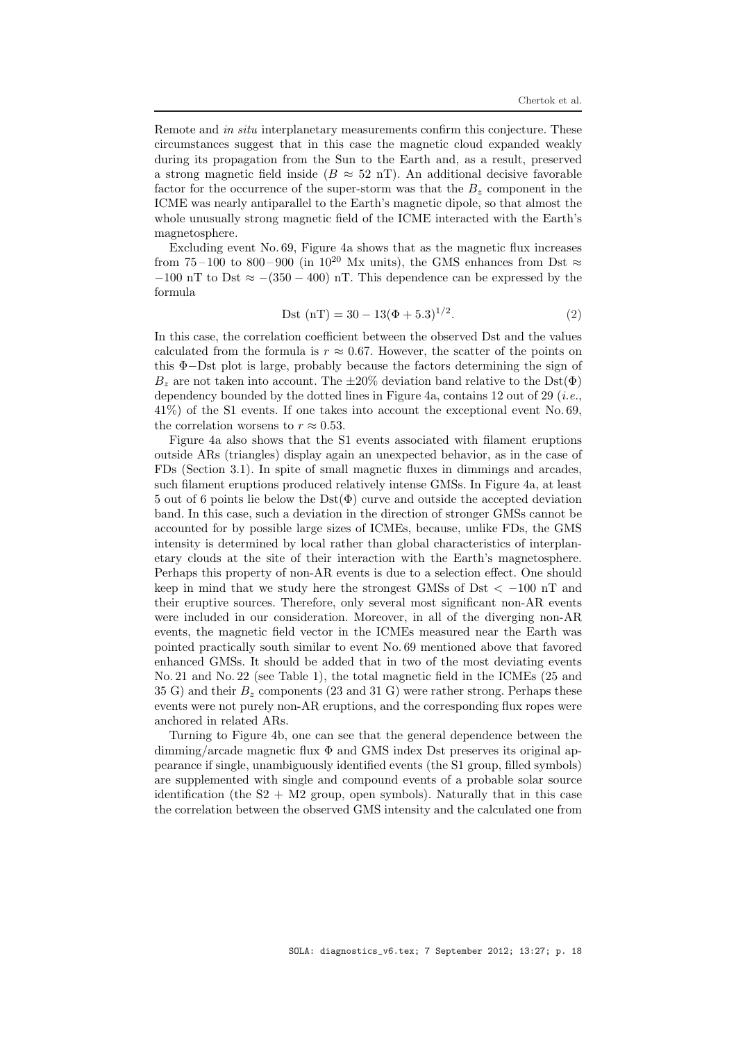Remote and *in situ* interplanetary measurements confirm this conjecture. These circumstances suggest that in this case the magnetic cloud expanded weakly during its propagation from the Sun to the Earth and, as a result, preserved a strong magnetic field inside ($B \approx 52$ nT). An additional decisive favorable factor for the occurrence of the super-storm was that the $B_z$ component in the ICME was nearly antiparallel to the Earth's magnetic dipole, so that almost the whole unusually strong magnetic field of the ICME interacted with the Earth's magnetosphere.

Excluding event No. 69, Figure 4a shows that as the magnetic flux increases from 75 – 100 to 800 – 900 (in $10^{20}$ Mx units), the GMS enhances from Dst $\approx -100$ nT to Dst $\approx -(350 - 400)$ nT. This dependence can be expressed by the formula

$$\text{Dst (nT)} = 30 - 13(\Phi + 5.3)^{1/2}. \tag{2}$$

In this case, the correlation coefficient between the observed Dst and the values calculated from the formula is $r \approx 0.67$. However, the scatter of the points on this $\Phi$−Dst plot is large, probably because the factors determining the sign of $B_z$ are not taken into account. The $\pm 20\%$ deviation band relative to the Dst($\Phi$) dependency bounded by the dotted lines in Figure 4a, contains 12 out of 29 (*i.e.*, 41%) of the S1 events. If one takes into account the exceptional event No. 69, the correlation worsens to $r \approx 0.53$.

Figure 4a also shows that the S1 events associated with filament eruptions outside ARs (triangles) display again an unexpected behavior, as in the case of FDs (Section 3.1). In spite of small magnetic fluxes in dimmings and arcades, such filament eruptions produced relatively intense GMSs. In Figure 4a, at least 5 out of 6 points lie below the Dst($\Phi$) curve and outside the accepted deviation band. In this case, such a deviation in the direction of stronger GMSs cannot be accounted for by possible large sizes of ICMEs, because, unlike FDs, the GMS intensity is determined by local rather than global characteristics of interplanetary clouds at the site of their interaction with the Earth's magnetosphere. Perhaps this property of non-AR events is due to a selection effect. One should keep in mind that we study here the strongest GMSs of Dst $< -100$ nT and their eruptive sources. Therefore, only several most significant non-AR events were included in our consideration. Moreover, in all of the diverging non-AR events, the magnetic field vector in the ICMEs measured near the Earth was pointed practically south similar to event No. 69 mentioned above that favored enhanced GMSs. It should be added that in two of the most deviating events No. 21 and No. 22 (see Table 1), the total magnetic field in the ICMEs (25 and 35 G) and their $B_z$ components (23 and 31 G) were rather strong. Perhaps these events were not purely non-AR eruptions, and the corresponding flux ropes were anchored in related ARs.

Turning to Figure 4b, one can see that the general dependence between the dimming/arcade magnetic flux $\Phi$ and GMS index Dst preserves its original appearance if single, unambiguously identified events (the S1 group, filled symbols) are supplemented with single and compound events of a probable solar source identification (the S2 + M2 group, open symbols). Naturally that in this case the correlation between the observed GMS intensity and the calculated one from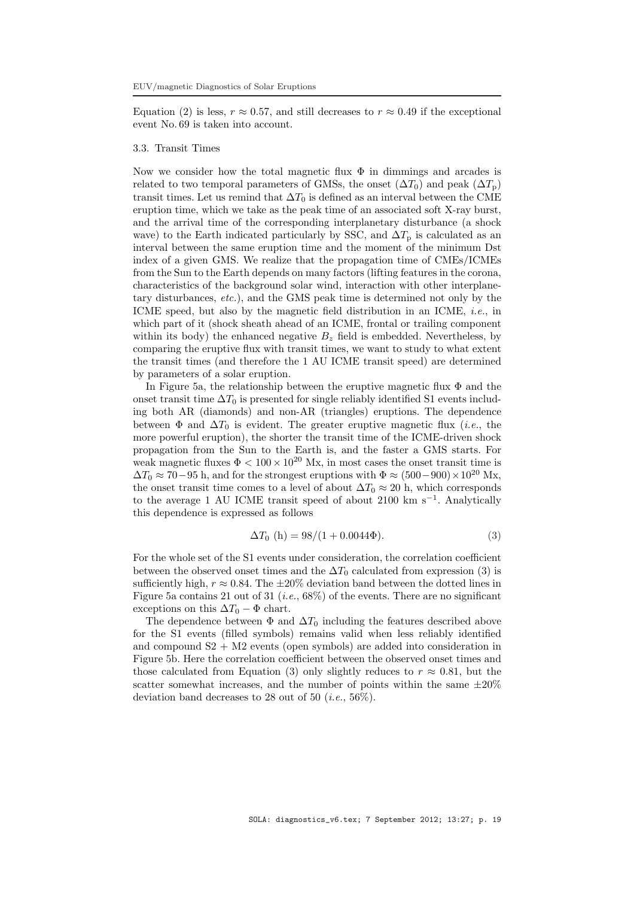Equation (2) is less, $r \approx 0.57$, and still decreases to $r \approx 0.49$ if the exceptional event No. 69 is taken into account.

### 3.3. Transit Times

Now we consider how the total magnetic flux $\Phi$ in dimmings and arcades is related to two temporal parameters of GMSs, the onset ($\Delta T_0$) and peak ($\Delta T_\mathrm{p}$) transit times. Let us remind that $\Delta T_0$ is defined as an interval between the CME eruption time, which we take as the peak time of an associated soft X-ray burst, and the arrival time of the corresponding interplanetary disturbance (a shock wave) to the Earth indicated particularly by SSC, and $\Delta T_\mathrm{p}$ is calculated as an interval between the same eruption time and the moment of the minimum Dst index of a given GMS. We realize that the propagation time of CMEs/ICMEs from the Sun to the Earth depends on many factors (lifting features in the corona, characteristics of the background solar wind, interaction with other interplanetary disturbances, *etc.*), and the GMS peak time is determined not only by the ICME speed, but also by the magnetic field distribution in an ICME, *i.e.*, in which part of it (shock sheath ahead of an ICME, frontal or trailing component within its body) the enhanced negative $B_z$ field is embedded. Nevertheless, by comparing the eruptive flux with transit times, we want to study to what extent the transit times (and therefore the 1 AU ICME transit speed) are determined by parameters of a solar eruption.

In Figure 5a, the relationship between the eruptive magnetic flux $\Phi$ and the onset transit time $\Delta T_0$ is presented for single reliably identified S1 events including both AR (diamonds) and non-AR (triangles) eruptions. The dependence between $\Phi$ and $\Delta T_0$ is evident. The greater eruptive magnetic flux (*i.e.*, the more powerful eruption), the shorter the transit time of the ICME-driven shock propagation from the Sun to the Earth is, and the faster a GMS starts. For weak magnetic fluxes $\Phi < 100 \times 10^{20}$ Mx, in most cases the onset transit time is $\Delta T_0 \approx 70-95$ h, and for the strongest eruptions with $\Phi \approx (500-900) \times 10^{20}$ Mx, the onset transit time comes to a level of about $\Delta T_0 \approx 20$ h, which corresponds to the average 1 AU ICME transit speed of about 2100 km s$^{-1}$. Analytically this dependence is expressed as follows

$$\Delta T_0 \text{ (h)} = 98/(1 + 0.0044\Phi). \tag{3}$$

For the whole set of the S1 events under consideration, the correlation coefficient between the observed onset times and the $\Delta T_0$ calculated from expression (3) is sufficiently high, $r \approx 0.84$. The $\pm 20\%$ deviation band between the dotted lines in Figure 5a contains 21 out of 31 (*i.e.*, 68%) of the events. There are no significant exceptions on this $\Delta T_0 - \Phi$ chart.

The dependence between $\Phi$ and $\Delta T_0$ including the features described above for the S1 events (filled symbols) remains valid when less reliably identified and compound S2 + M2 events (open symbols) are added into consideration in Figure 5b. Here the correlation coefficient between the observed onset times and those calculated from Equation (3) only slightly reduces to $r \approx 0.81$, but the scatter somewhat increases, and the number of points within the same $\pm 20\%$ deviation band decreases to 28 out of 50 (*i.e.*, 56%).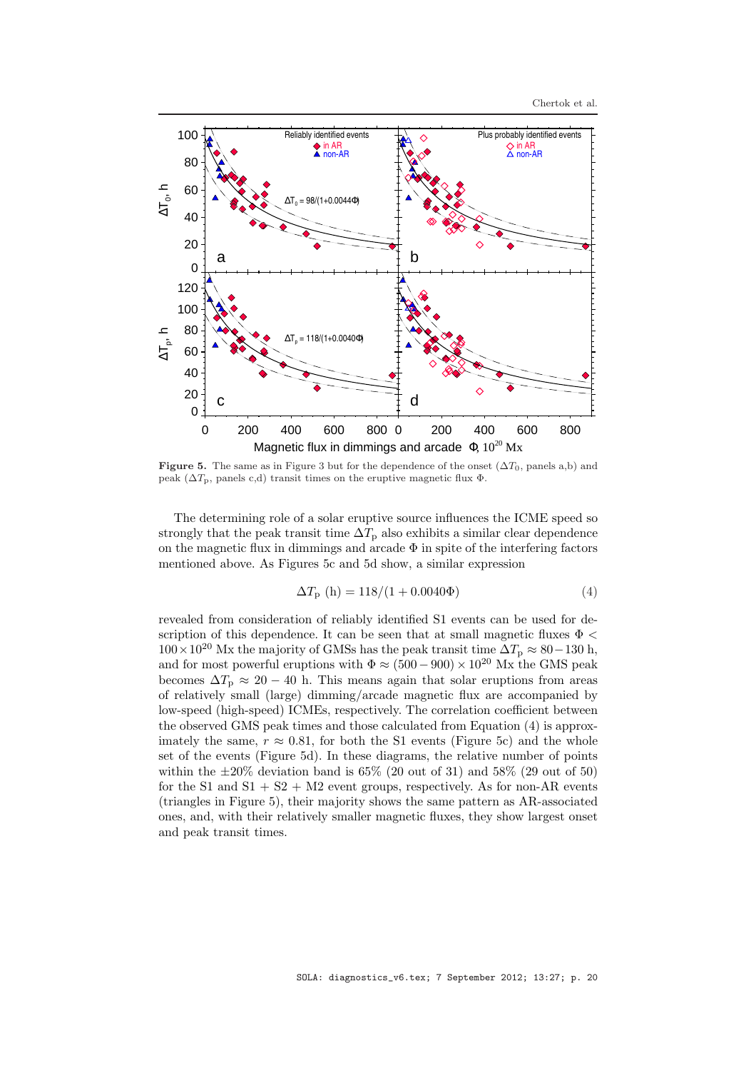**Figure 5.** The same as in Figure 3 but for the dependence of the onset ($\Delta T_0$, panels a,b) and peak ($\Delta T_\mathrm{p}$, panels c,d) transit times on the eruptive magnetic flux $\Phi$.

The determining role of a solar eruptive source influences the ICME speed so strongly that the peak transit time $\Delta T_\mathrm{p}$ also exhibits a similar clear dependence on the magnetic flux in dimmings and arcade $\Phi$ in spite of the interfering factors mentioned above. As Figures 5c and 5d show, a similar expression

$$\Delta T_\mathrm{p}\ (\mathrm{h}) = 118/(1 + 0.0040\Phi) \tag{4}$$

revealed from consideration of reliably identified S1 events can be used for description of this dependence. It can be seen that at small magnetic fluxes $\Phi < 100 \times 10^{20}$ Mx the majority of GMSs has the peak transit time $\Delta T_\mathrm{p} \approx 80-130$ h, and for most powerful eruptions with $\Phi \approx (500-900) \times 10^{20}$ Mx the GMS peak becomes $\Delta T_\mathrm{p} \approx 20-40$ h. This means again that solar eruptions from areas of relatively small (large) dimming/arcade magnetic flux are accompanied by low-speed (high-speed) ICMEs, respectively. The correlation coefficient between the observed GMS peak times and those calculated from Equation (4) is approximately the same, $r \approx 0.81$, for both the S1 events (Figure 5c) and the whole set of the events (Figure 5d). In these diagrams, the relative number of points within the $\pm 20\%$ deviation band is 65% (20 out of 31) and 58% (29 out of 50) for the S1 and S1 + S2 + M2 event groups, respectively. As for non-AR events (triangles in Figure 5), their majority shows the same pattern as AR-associated ones, and, with their relatively smaller magnetic fluxes, they show largest onset and peak transit times.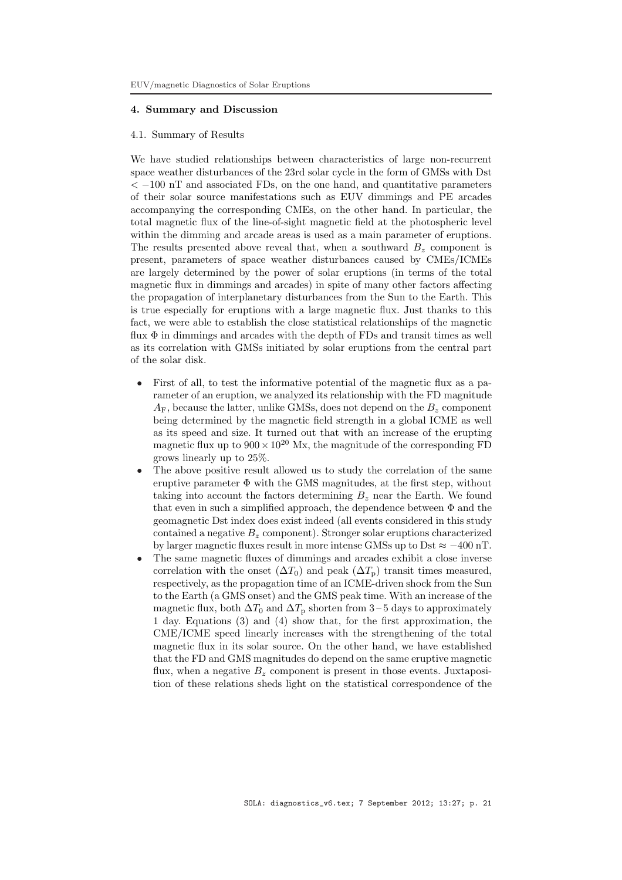## 4. Summary and Discussion

### 4.1. Summary of Results

We have studied relationships between characteristics of large non-recurrent space weather disturbances of the 23rd solar cycle in the form of GMSs with Dst $< -100$ nT and associated FDs, on the one hand, and quantitative parameters of their solar source manifestations such as EUV dimmings and PE arcades accompanying the corresponding CMEs, on the other hand. In particular, the total magnetic flux of the line-of-sight magnetic field at the photospheric level within the dimming and arcade areas is used as a main parameter of eruptions. The results presented above reveal that, when a southward $B_z$ component is present, parameters of space weather disturbances caused by CMEs/ICMEs are largely determined by the power of solar eruptions (in terms of the total magnetic flux in dimmings and arcades) in spite of many other factors affecting the propagation of interplanetary disturbances from the Sun to the Earth. This is true especially for eruptions with a large magnetic flux. Just thanks to this fact, we were able to establish the close statistical relationships of the magnetic flux $\Phi$ in dimmings and arcades with the depth of FDs and transit times as well as its correlation with GMSs initiated by solar eruptions from the central part of the solar disk.

- First of all, to test the informative potential of the magnetic flux as a parameter of an eruption, we analyzed its relationship with the FD magnitude $A_{\mathrm{F}}$, because the latter, unlike GMSs, does not depend on the $B_z$ component being determined by the magnetic field strength in a global ICME as well as its speed and size. It turned out that with an increase of the erupting magnetic flux up to $900 \times 10^{20}$ Mx, the magnitude of the corresponding FD grows linearly up to 25%.
- The above positive result allowed us to study the correlation of the same eruptive parameter $\Phi$ with the GMS magnitudes, at the first step, without taking into account the factors determining $B_z$ near the Earth. We found that even in such a simplified approach, the dependence between $\Phi$ and the geomagnetic Dst index does exist indeed (all events considered in this study contained a negative $B_z$ component). Stronger solar eruptions characterized by larger magnetic fluxes result in more intense GMSs up to Dst $\approx -400$ nT.
- The same magnetic fluxes of dimmings and arcades exhibit a close inverse correlation with the onset ($\Delta T_0$) and peak ($\Delta T_{\mathrm{p}}$) transit times measured, respectively, as the propagation time of an ICME-driven shock from the Sun to the Earth (a GMS onset) and the GMS peak time. With an increase of the magnetic flux, both $\Delta T_0$ and $\Delta T_{\mathrm{p}}$ shorten from 3 – 5 days to approximately 1 day. Equations (3) and (4) show that, for the first approximation, the CME/ICME speed linearly increases with the strengthening of the total magnetic flux in its solar source. On the other hand, we have established that the FD and GMS magnitudes do depend on the same eruptive magnetic flux, when a negative $B_z$ component is present in those events. Juxtaposition of these relations sheds light on the statistical correspondence of the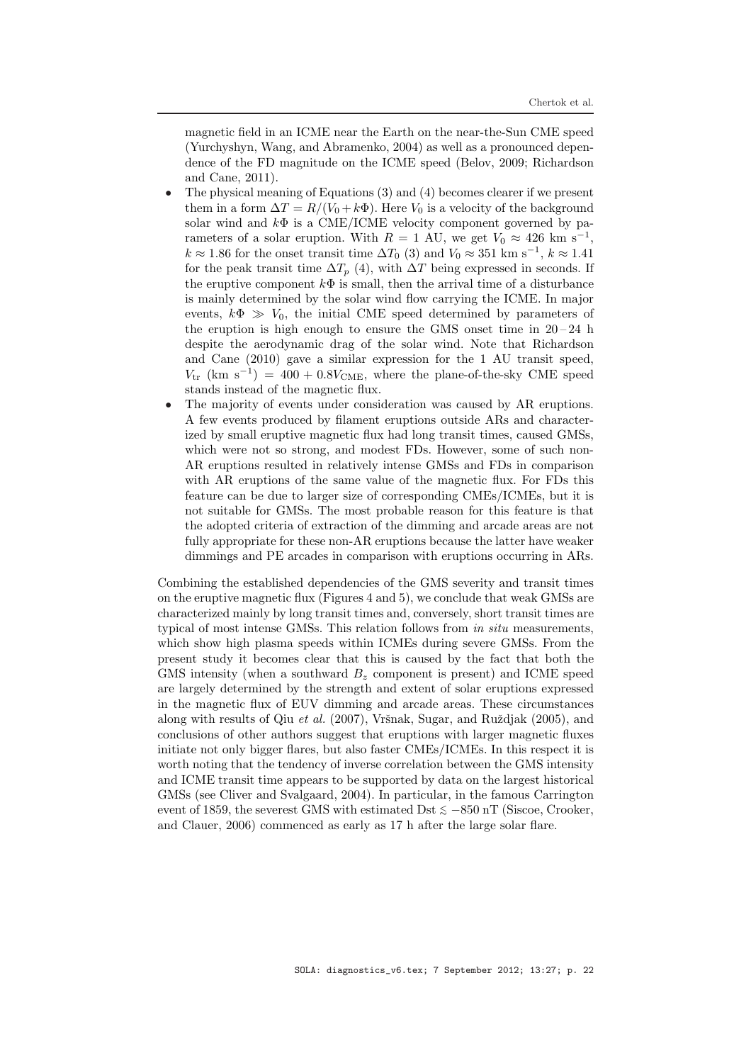magnetic field in an ICME near the Earth on the near-the-Sun CME speed (Yurchyshyn, Wang, and Abramenko, 2004) as well as a pronounced dependence of the FD magnitude on the ICME speed (Belov, 2009; Richardson and Cane, 2011).

- The physical meaning of Equations (3) and (4) becomes clearer if we present them in a form $\Delta T = R/(V_0 + k\Phi)$. Here $V_0$ is a velocity of the background solar wind and $k\Phi$ is a CME/ICME velocity component governed by parameters of a solar eruption. With $R = 1$ AU, we get $V_0 \approx 426$ km s$^{-1}$, $k \approx 1.86$ for the onset transit time $\Delta T_0$ (3) and $V_0 \approx 351$ km s$^{-1}$, $k \approx 1.41$ for the peak transit time $\Delta T_p$ (4), with $\Delta T$ being expressed in seconds. If the eruptive component $k\Phi$ is small, then the arrival time of a disturbance is mainly determined by the solar wind flow carrying the ICME. In major events, $k\Phi \gg V_0$, the initial CME speed determined by parameters of the eruption is high enough to ensure the GMS onset time in 20 – 24 h despite the aerodynamic drag of the solar wind. Note that Richardson and Cane (2010) gave a similar expression for the 1 AU transit speed, $V_{\text{tr}}$ (km s$^{-1}$) $= 400 + 0.8V_{\text{CME}}$, where the plane-of-the-sky CME speed stands instead of the magnetic flux.
- The majority of events under consideration was caused by AR eruptions. A few events produced by filament eruptions outside ARs and characterized by small eruptive magnetic flux had long transit times, caused GMSs, which were not so strong, and modest FDs. However, some of such non-AR eruptions resulted in relatively intense GMSs and FDs in comparison with AR eruptions of the same value of the magnetic flux. For FDs this feature can be due to larger size of corresponding CMEs/ICMEs, but it is not suitable for GMSs. The most probable reason for this feature is that the adopted criteria of extraction of the dimming and arcade areas are not fully appropriate for these non-AR eruptions because the latter have weaker dimmings and PE arcades in comparison with eruptions occurring in ARs.

Combining the established dependencies of the GMS severity and transit times on the eruptive magnetic flux (Figures 4 and 5), we conclude that weak GMSs are characterized mainly by long transit times and, conversely, short transit times are typical of most intense GMSs. This relation follows from *in situ* measurements, which show high plasma speeds within ICMEs during severe GMSs. From the present study it becomes clear that this is caused by the fact that both the GMS intensity (when a southward $B_z$ component is present) and ICME speed are largely determined by the strength and extent of solar eruptions expressed in the magnetic flux of EUV dimming and arcade areas. These circumstances along with results of Qiu *et al.* (2007), Vršnak, Sugar, and Ruždjak (2005), and conclusions of other authors suggest that eruptions with larger magnetic fluxes initiate not only bigger flares, but also faster CMEs/ICMEs. In this respect it is worth noting that the tendency of inverse correlation between the GMS intensity and ICME transit time appears to be supported by data on the largest historical GMSs (see Cliver and Svalgaard, 2004). In particular, in the famous Carrington event of 1859, the severest GMS with estimated Dst $\lesssim -850$ nT (Siscoe, Crooker, and Clauer, 2006) commenced as early as 17 h after the large solar flare.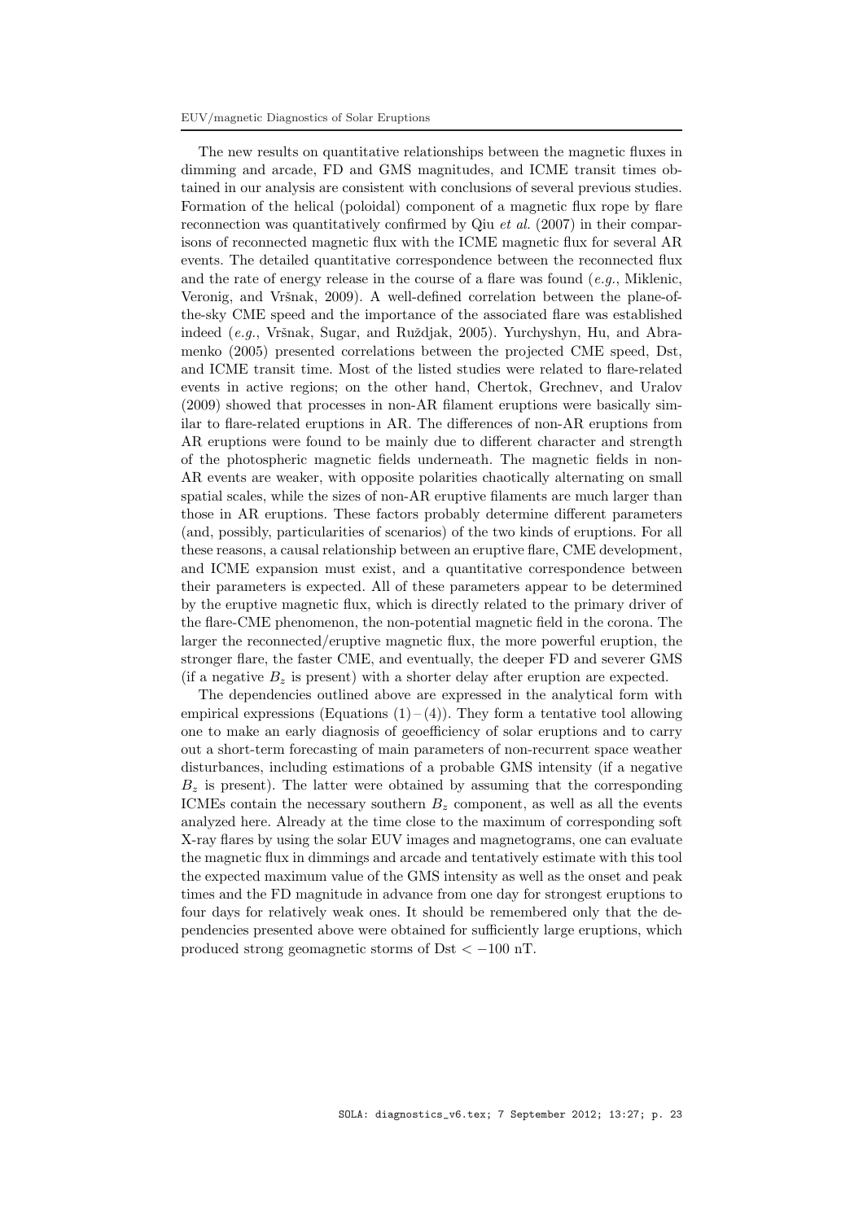The new results on quantitative relationships between the magnetic fluxes in dimming and arcade, FD and GMS magnitudes, and ICME transit times obtained in our analysis are consistent with conclusions of several previous studies. Formation of the helical (poloidal) component of a magnetic flux rope by flare reconnection was quantitatively confirmed by Qiu *et al.* (2007) in their comparisons of reconnected magnetic flux with the ICME magnetic flux for several AR events. The detailed quantitative correspondence between the reconnected flux and the rate of energy release in the course of a flare was found (*e.g.*, Miklenic, Veronig, and Vršnak, 2009). A well-defined correlation between the plane-of-the-sky CME speed and the importance of the associated flare was established indeed (*e.g.*, Vršnak, Sugar, and Ruždjak, 2005). Yurchyshyn, Hu, and Abramenko (2005) presented correlations between the projected CME speed, Dst, and ICME transit time. Most of the listed studies were related to flare-related events in active regions; on the other hand, Chertok, Grechnev, and Uralov (2009) showed that processes in non-AR filament eruptions were basically similar to flare-related eruptions in AR. The differences of non-AR eruptions from AR eruptions were found to be mainly due to different character and strength of the photospheric magnetic fields underneath. The magnetic fields in non-AR events are weaker, with opposite polarities chaotically alternating on small spatial scales, while the sizes of non-AR eruptive filaments are much larger than those in AR eruptions. These factors probably determine different parameters (and, possibly, particularities of scenarios) of the two kinds of eruptions. For all these reasons, a causal relationship between an eruptive flare, CME development, and ICME expansion must exist, and a quantitative correspondence between their parameters is expected. All of these parameters appear to be determined by the eruptive magnetic flux, which is directly related to the primary driver of the flare-CME phenomenon, the non-potential magnetic field in the corona. The larger the reconnected/eruptive magnetic flux, the more powerful eruption, the stronger flare, the faster CME, and eventually, the deeper FD and severer GMS (if a negative $B_z$ is present) with a shorter delay after eruption are expected.

The dependencies outlined above are expressed in the analytical form with empirical expressions (Equations (1) – (4)). They form a tentative tool allowing one to make an early diagnosis of geoefficiency of solar eruptions and to carry out a short-term forecasting of main parameters of non-recurrent space weather disturbances, including estimations of a probable GMS intensity (if a negative $B_z$ is present). The latter were obtained by assuming that the corresponding ICMEs contain the necessary southern $B_z$ component, as well as all the events analyzed here. Already at the time close to the maximum of corresponding soft X-ray flares by using the solar EUV images and magnetograms, one can evaluate the magnetic flux in dimmings and arcade and tentatively estimate with this tool the expected maximum value of the GMS intensity as well as the onset and peak times and the FD magnitude in advance from one day for strongest eruptions to four days for relatively weak ones. It should be remembered only that the dependencies presented above were obtained for sufficiently large eruptions, which produced strong geomagnetic storms of Dst $< -100$ nT.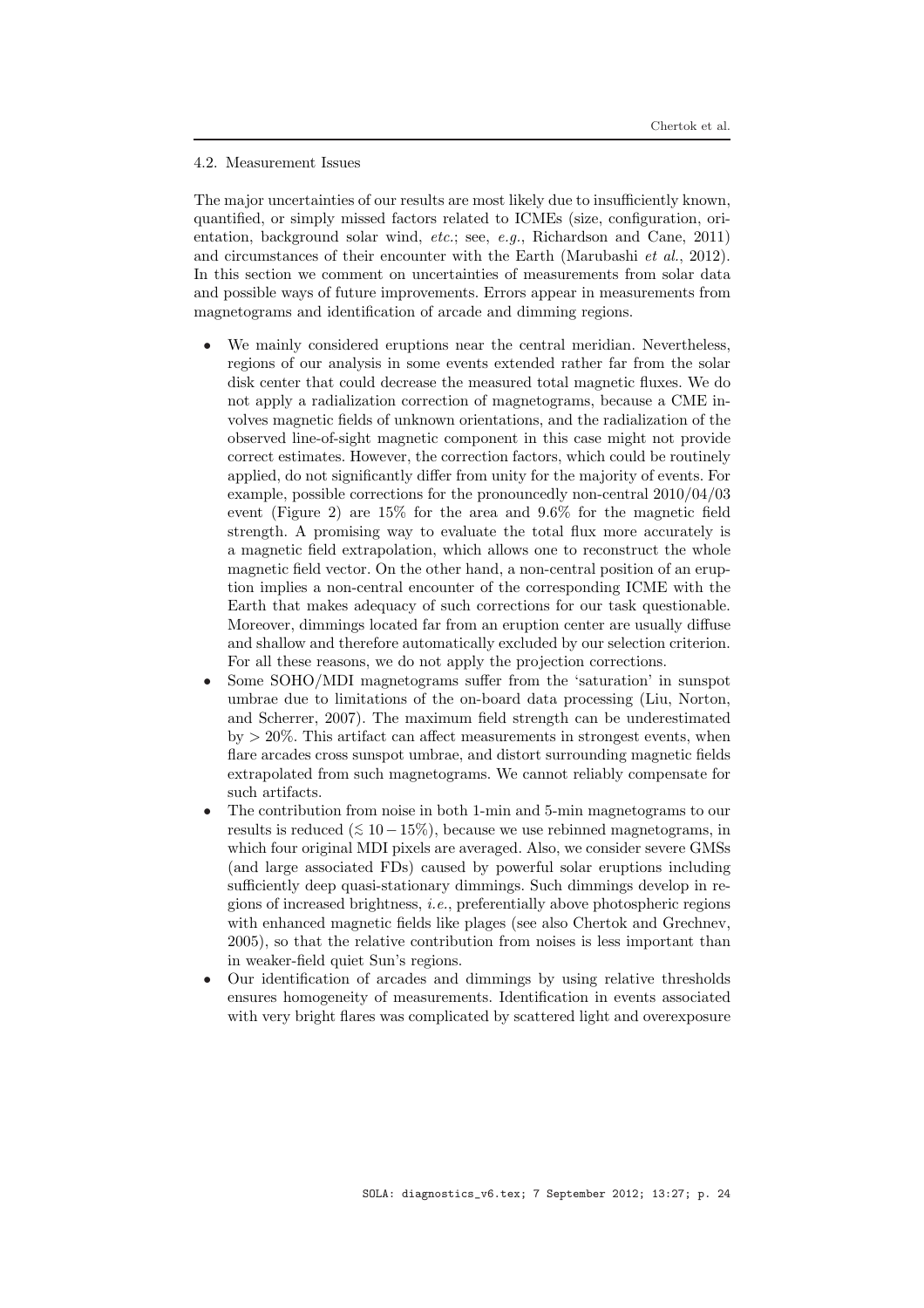### 4.2. Measurement Issues

The major uncertainties of our results are most likely due to insufficiently known, quantified, or simply missed factors related to ICMEs (size, configuration, orientation, background solar wind, *etc.*; see, *e.g.*, Richardson and Cane, 2011) and circumstances of their encounter with the Earth (Marubashi *et al.*, 2012). In this section we comment on uncertainties of measurements from solar data and possible ways of future improvements. Errors appear in measurements from magnetograms and identification of arcade and dimming regions.

- We mainly considered eruptions near the central meridian. Nevertheless, regions of our analysis in some events extended rather far from the solar disk center that could decrease the measured total magnetic fluxes. We do not apply a radialization correction of magnetograms, because a CME involves magnetic fields of unknown orientations, and the radialization of the observed line-of-sight magnetic component in this case might not provide correct estimates. However, the correction factors, which could be routinely applied, do not significantly differ from unity for the majority of events. For example, possible corrections for the pronouncedly non-central 2010/04/03 event (Figure 2) are 15% for the area and 9.6% for the magnetic field strength. A promising way to evaluate the total flux more accurately is a magnetic field extrapolation, which allows one to reconstruct the whole magnetic field vector. On the other hand, a non-central position of an eruption implies a non-central encounter of the corresponding ICME with the Earth that makes adequacy of such corrections for our task questionable. Moreover, dimmings located far from an eruption center are usually diffuse and shallow and therefore automatically excluded by our selection criterion. For all these reasons, we do not apply the projection corrections.
- Some SOHO/MDI magnetograms suffer from the 'saturation' in sunspot umbrae due to limitations of the on-board data processing (Liu, Norton, and Scherrer, 2007). The maximum field strength can be underestimated by $> 20\%$. This artifact can affect measurements in strongest events, when flare arcades cross sunspot umbrae, and distort surrounding magnetic fields extrapolated from such magnetograms. We cannot reliably compensate for such artifacts.
- The contribution from noise in both 1-min and 5-min magnetograms to our results is reduced ($\lesssim 10-15\%$), because we use rebinned magnetograms, in which four original MDI pixels are averaged. Also, we consider severe GMSs (and large associated FDs) caused by powerful solar eruptions including sufficiently deep quasi-stationary dimmings. Such dimmings develop in regions of increased brightness, *i.e.*, preferentially above photospheric regions with enhanced magnetic fields like plages (see also Chertok and Grechnev, 2005), so that the relative contribution from noises is less important than in weaker-field quiet Sun's regions.
- Our identification of arcades and dimmings by using relative thresholds ensures homogeneity of measurements. Identification in events associated with very bright flares was complicated by scattered light and overexposure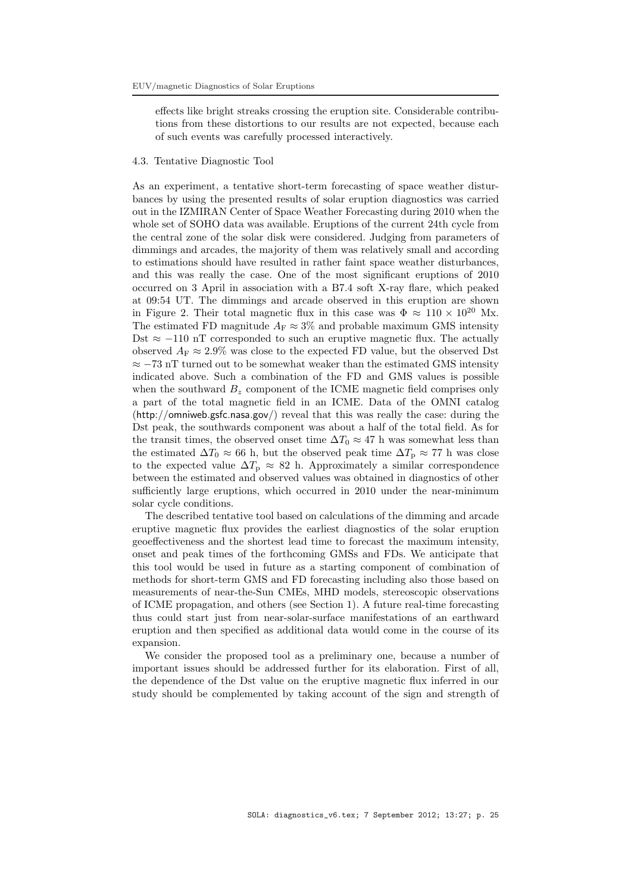effects like bright streaks crossing the eruption site. Considerable contributions from these distortions to our results are not expected, because each of such events was carefully processed interactively.

### 4.3. Tentative Diagnostic Tool

As an experiment, a tentative short-term forecasting of space weather disturbances by using the presented results of solar eruption diagnostics was carried out in the IZMIRAN Center of Space Weather Forecasting during 2010 when the whole set of SOHO data was available. Eruptions of the current 24th cycle from the central zone of the solar disk were considered. Judging from parameters of dimmings and arcades, the majority of them was relatively small and according to estimations should have resulted in rather faint space weather disturbances, and this was really the case. One of the most significant eruptions of 2010 occurred on 3 April in association with a B7.4 soft X-ray flare, which peaked at 09:54 UT. The dimmings and arcade observed in this eruption are shown in Figure 2. Their total magnetic flux in this case was $\Phi \approx 110 \times 10^{20}$ Mx. The estimated FD magnitude $A_{\mathrm{F}} \approx 3\%$ and probable maximum GMS intensity Dst $\approx -110$ nT corresponded to such an eruptive magnetic flux. The actually observed $A_{\mathrm{F}} \approx 2.9\%$ was close to the expected FD value, but the observed Dst $\approx -73$ nT turned out to be somewhat weaker than the estimated GMS intensity indicated above. Such a combination of the FD and GMS values is possible when the southward $B_z$ component of the ICME magnetic field comprises only a part of the total magnetic field in an ICME. Data of the OMNI catalog (http://omniweb.gsfc.nasa.gov/) reveal that this was really the case: during the Dst peak, the southwards component was about a half of the total field. As for the transit times, the observed onset time $\Delta T_0 \approx 47$ h was somewhat less than the estimated $\Delta T_0 \approx 66$ h, but the observed peak time $\Delta T_{\mathrm{p}} \approx 77$ h was close to the expected value $\Delta T_{\mathrm{p}} \approx 82$ h. Approximately a similar correspondence between the estimated and observed values was obtained in diagnostics of other sufficiently large eruptions, which occurred in 2010 under the near-minimum solar cycle conditions.

The described tentative tool based on calculations of the dimming and arcade eruptive magnetic flux provides the earliest diagnostics of the solar eruption geoeffectiveness and the shortest lead time to forecast the maximum intensity, onset and peak times of the forthcoming GMSs and FDs. We anticipate that this tool would be used in future as a starting component of combination of methods for short-term GMS and FD forecasting including also those based on measurements of near-the-Sun CMEs, MHD models, stereoscopic observations of ICME propagation, and others (see Section 1). A future real-time forecasting thus could start just from near-solar-surface manifestations of an earthward eruption and then specified as additional data would come in the course of its expansion.

We consider the proposed tool as a preliminary one, because a number of important issues should be addressed further for its elaboration. First of all, the dependence of the Dst value on the eruptive magnetic flux inferred in our study should be complemented by taking account of the sign and strength of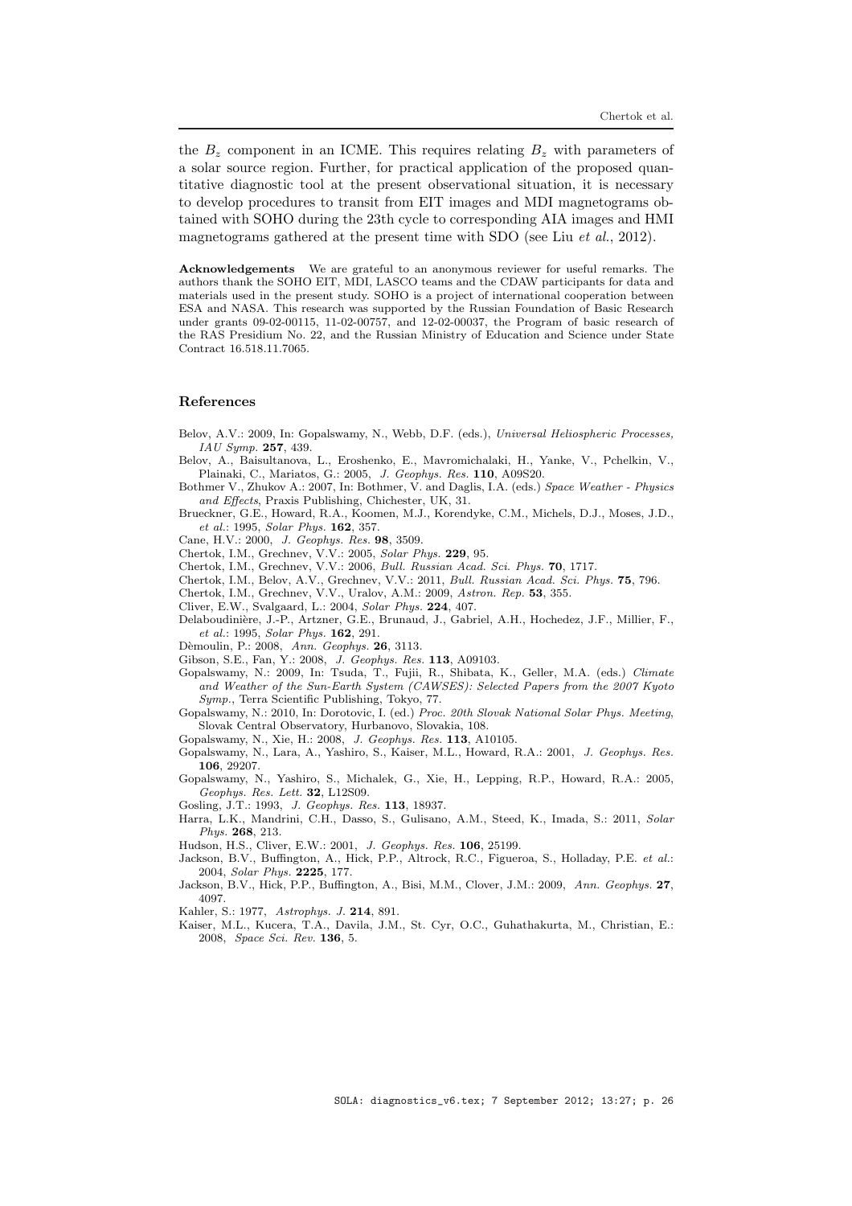the $B_z$ component in an ICME. This requires relating $B_z$ with parameters of a solar source region. Further, for practical application of the proposed quantitative diagnostic tool at the present observational situation, it is necessary to develop procedures to transit from EIT images and MDI magnetograms obtained with SOHO during the 23th cycle to corresponding AIA images and HMI magnetograms gathered at the present time with SDO (see Liu *et al.*, 2012).

**Acknowledgements** We are grateful to an anonymous reviewer for useful remarks. The authors thank the SOHO EIT, MDI, LASCO teams and the CDAW participants for data and materials used in the present study. SOHO is a project of international cooperation between ESA and NASA. This research was supported by the Russian Foundation of Basic Research under grants 09-02-00115, 11-02-00757, and 12-02-00037, the Program of basic research of the RAS Presidium No. 22, and the Russian Ministry of Education and Science under State Contract 16.518.11.7065.

## References

Belov, A.V.: 2009, In: Gopalswamy, N., Webb, D.F. (eds.), *Universal Heliospheric Processes, IAU Symp.* **257**, 439.

Belov, A., Baisultanova, L., Eroshenko, E., Mavromichalaki, H., Yanke, V., Pchelkin, V., Plainaki, C., Mariatos, G.: 2005, *J. Geophys. Res.* **110**, A09S20.

Bothmer V., Zhukov A.: 2007, In: Bothmer, V. and Daglis, I.A. (eds.) *Space Weather - Physics and Effects*, Praxis Publishing, Chichester, UK, 31.

Brueckner, G.E., Howard, R.A., Koomen, M.J., Korendyke, C.M., Michels, D.J., Moses, J.D., *et al.*: 1995, *Solar Phys.* **162**, 357.

Cane, H.V.: 2000, *J. Geophys. Res.* **98**, 3509.

Chertok, I.M., Grechnev, V.V.: 2005, *Solar Phys.* **229**, 95.

Chertok, I.M., Grechnev, V.V.: 2006, *Bull. Russian Acad. Sci. Phys.* **70**, 1717.

Chertok, I.M., Belov, A.V., Grechnev, V.V.: 2011, *Bull. Russian Acad. Sci. Phys.* **75**, 796.

Chertok, I.M., Grechnev, V.V., Uralov, A.M.: 2009, *Astron. Rep.* **53**, 355.

Cliver, E.W., Svalgaard, L.: 2004, *Solar Phys.* **224**, 407.

Delaboudinière, J.-P., Artzner, G.E., Brunaud, J., Gabriel, A.H., Hochedez, J.F., Millier, F., *et al.*: 1995, *Solar Phys.* **162**, 291.

Dèmoulin, P.: 2008, *Ann. Geophys.* **26**, 3113.

Gibson, S.E., Fan, Y.: 2008, *J. Geophys. Res.* **113**, A09103.

Gopalswamy, N.: 2009, In: Tsuda, T., Fujii, R., Shibata, K., Geller, M.A. (eds.) *Climate and Weather of the Sun-Earth System (CAWSES): Selected Papers from the 2007 Kyoto Symp.*, Terra Scientific Publishing, Tokyo, 77.

Gopalswamy, N.: 2010, In: Dorotovic, I. (ed.) *Proc. 20th Slovak National Solar Phys. Meeting*, Slovak Central Observatory, Hurbanovo, Slovakia, 108.

Gopalswamy, N., Xie, H.: 2008, *J. Geophys. Res.* **113**, A10105.

Gopalswamy, N., Lara, A., Yashiro, S., Kaiser, M.L., Howard, R.A.: 2001, *J. Geophys. Res.* **106**, 29207.

Gopalswamy, N., Yashiro, S., Michalek, G., Xie, H., Lepping, R.P., Howard, R.A.: 2005, *Geophys. Res. Lett.* **32**, L12S09.

Gosling, J.T.: 1993, *J. Geophys. Res.* **113**, 18937.

Harra, L.K., Mandrini, C.H., Dasso, S., Gulisano, A.M., Steed, K., Imada, S.: 2011, *Solar Phys.* **268**, 213.

Hudson, H.S., Cliver, E.W.: 2001, *J. Geophys. Res.* **106**, 25199.

Jackson, B.V., Buffington, A., Hick, P.P., Altrock, R.C., Figueroa, S., Holladay, P.E. *et al.*: 2004, *Solar Phys.* **2225**, 177.

Jackson, B.V., Hick, P.P., Buffington, A., Bisi, M.M., Clover, J.M.: 2009, *Ann. Geophys.* **27**, 4097.

Kahler, S.: 1977, *Astrophys. J.* **214**, 891.

Kaiser, M.L., Kucera, T.A., Davila, J.M., St. Cyr, O.C., Guhathakurta, M., Christian, E.: 2008, *Space Sci. Rev.* **136**, 5.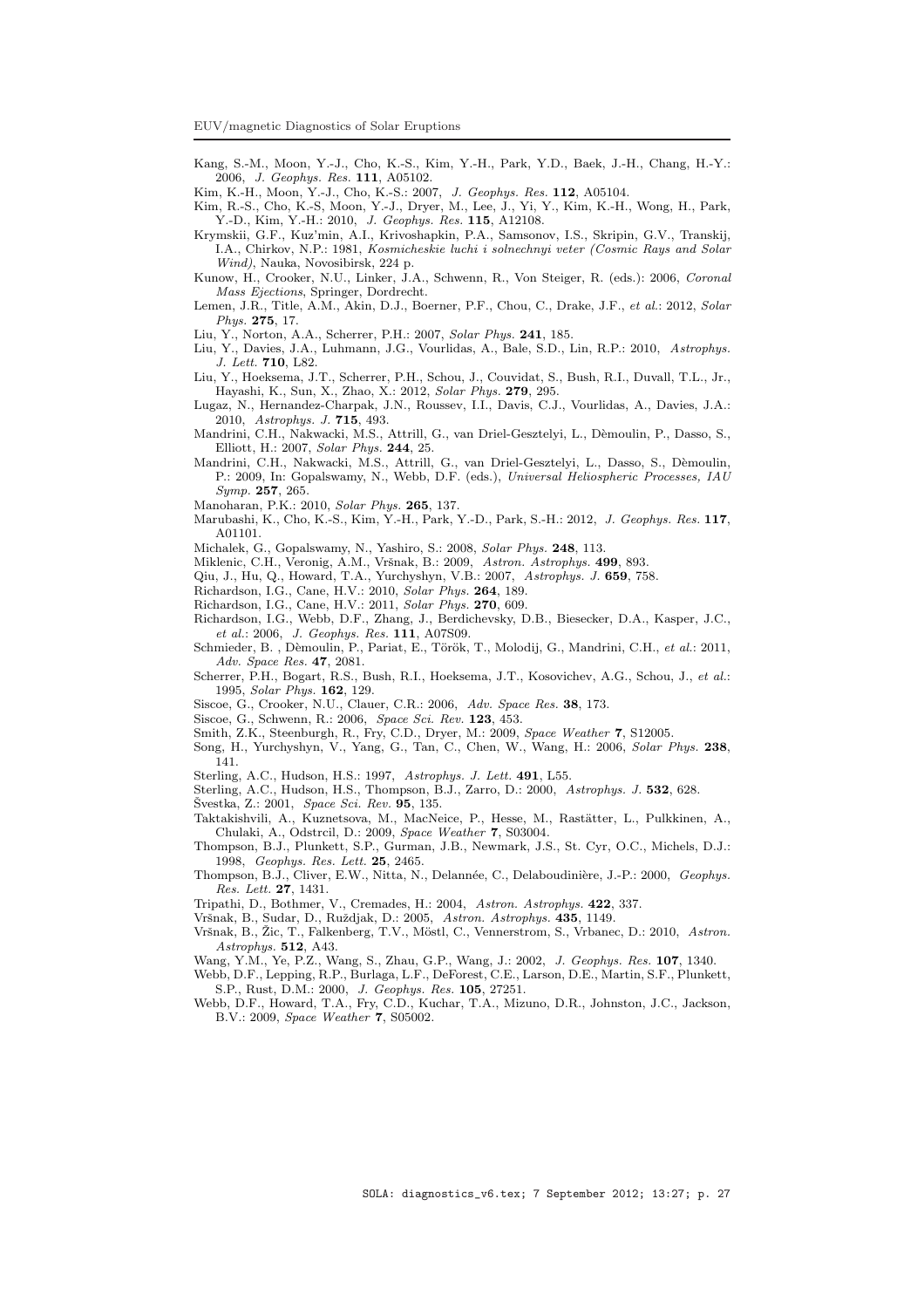Kang, S.-M., Moon, Y.-J., Cho, K.-S., Kim, Y.-H., Park, Y.D., Baek, J.-H., Chang, H.-Y.: 2006, *J. Geophys. Res.* **111**, A05102.

Kim, K.-H., Moon, Y.-J., Cho, K.-S.: 2007, *J. Geophys. Res.* **112**, A05104.

Kim, R.-S., Cho, K.-S, Moon, Y.-J., Dryer, M., Lee, J., Yi, Y., Kim, K.-H., Wong, H., Park, Y.-D., Kim, Y.-H.: 2010, *J. Geophys. Res.* **115**, A12108.

Krymskii, G.F., Kuz'min, A.I., Krivoshapkin, P.A., Samsonov, I.S., Skripin, G.V., Transkij, I.A., Chirkov, N.P.: 1981, *Kosmicheskie luchi i solnechnyi veter (Cosmic Rays and Solar Wind)*, Nauka, Novosibirsk, 224 p.

Kunow, H., Crooker, N.U., Linker, J.A., Schwenn, R., Von Steiger, R. (eds.): 2006, *Coronal Mass Ejections*, Springer, Dordrecht.

Lemen, J.R., Title, A.M., Akin, D.J., Boerner, P.F., Chou, C., Drake, J.F., *et al.*: 2012, *Solar Phys.* **275**, 17.

Liu, Y., Norton, A.A., Scherrer, P.H.: 2007, *Solar Phys.* **241**, 185.

Liu, Y., Davies, J.A., Luhmann, J.G., Vourlidas, A., Bale, S.D., Lin, R.P.: 2010, *Astrophys. J. Lett.* **710**, L82.

Liu, Y., Hoeksema, J.T., Scherrer, P.H., Schou, J., Couvidat, S., Bush, R.I., Duvall, T.L., Jr., Hayashi, K., Sun, X., Zhao, X.: 2012, *Solar Phys.* **279**, 295.

Lugaz, N., Hernandez-Charpak, J.N., Roussev, I.I., Davis, C.J., Vourlidas, A., Davies, J.A.: 2010, *Astrophys. J.* **715**, 493.

Mandrini, C.H., Nakwacki, M.S., Attrill, G., van Driel-Gesztelyi, L., Dèmoulin, P., Dasso, S., Elliott, H.: 2007, *Solar Phys.* **244**, 25.

Mandrini, C.H., Nakwacki, M.S., Attrill, G., van Driel-Gesztelyi, L., Dasso, S., Dèmoulin, P.: 2009, In: Gopalswamy, N., Webb, D.F. (eds.), *Universal Heliospheric Processes, IAU Symp.* **257**, 265.

Manoharan, P.K.: 2010, *Solar Phys.* **265**, 137.

Marubashi, K., Cho, K.-S., Kim, Y.-H., Park, Y.-D., Park, S.-H.: 2012, *J. Geophys. Res.* **117**, A01101.

Michalek, G., Gopalswamy, N., Yashiro, S.: 2008, *Solar Phys.* **248**, 113.

Miklenic, C.H., Veronig, A.M., Vršnak, B.: 2009, *Astron. Astrophys.* **499**, 893.

Qiu, J., Hu, Q., Howard, T.A., Yurchyshyn, V.B.: 2007, *Astrophys. J.* **659**, 758.

Richardson, I.G., Cane, H.V.: 2010, *Solar Phys.* **264**, 189.

Richardson, I.G., Cane, H.V.: 2011, *Solar Phys.* **270**, 609.

Richardson, I.G., Webb, D.F., Zhang, J., Berdichevsky, D.B., Biesecker, D.A., Kasper, J.C., *et al.*: 2006, *J. Geophys. Res.* **111**, A07S09.

Schmieder, B. , Dèmoulin, P., Pariat, E., Török, T., Molodij, G., Mandrini, C.H., *et al.*: 2011, *Adv. Space Res.* **47**, 2081.

Scherrer, P.H., Bogart, R.S., Bush, R.I., Hoeksema, J.T., Kosovichev, A.G., Schou, J., *et al.*: 1995, *Solar Phys.* **162**, 129.

Siscoe, G., Crooker, N.U., Clauer, C.R.: 2006, *Adv. Space Res.* **38**, 173.

Siscoe, G., Schwenn, R.: 2006, *Space Sci. Rev.* **123**, 453.

Smith, Z.K., Steenburgh, R., Fry, C.D., Dryer, M.: 2009, *Space Weather* **7**, S12005.

Song, H., Yurchyshyn, V., Yang, G., Tan, C., Chen, W., Wang, H.: 2006, *Solar Phys.* **238**, 141.

Sterling, A.C., Hudson, H.S.: 1997, *Astrophys. J. Lett.* **491**, L55.

Sterling, A.C., Hudson, H.S., Thompson, B.J., Zarro, D.: 2000, *Astrophys. J.* **532**, 628.

Švestka, Z.: 2001, *Space Sci. Rev.* **95**, 135.

Taktakishvili, A., Kuznetsova, M., MacNeice, P., Hesse, M., Rastätter, L., Pulkkinen, A., Chulaki, A., Odstrcil, D.: 2009, *Space Weather* **7**, S03004.

Thompson, B.J., Plunkett, S.P., Gurman, J.B., Newmark, J.S., St. Cyr, O.C., Michels, D.J.: 1998, *Geophys. Res. Lett.* **25**, 2465.

Thompson, B.J., Cliver, E.W., Nitta, N., Delannée, C., Delaboudinière, J.-P.: 2000, *Geophys. Res. Lett.* **27**, 1431.

Tripathi, D., Bothmer, V., Cremades, H.: 2004, *Astron. Astrophys.* **422**, 337.

Vršnak, B., Sudar, D., Ruždjak, D.: 2005, *Astron. Astrophys.* **435**, 1149.

Vršnak, B., Žic, T., Falkenberg, T.V., Möstl, C., Vennerstrom, S., Vrbanec, D.: 2010, *Astron. Astrophys.* **512**, A43.

Wang, Y.M., Ye, P.Z., Wang, S., Zhau, G.P., Wang, J.: 2002, *J. Geophys. Res.* **107**, 1340.

Webb, D.F., Lepping, R.P., Burlaga, L.F., DeForest, C.E., Larson, D.E., Martin, S.F., Plunkett, S.P., Rust, D.M.: 2000, *J. Geophys. Res.* **105**, 27251.

Webb, D.F., Howard, T.A., Fry, C.D., Kuchar, T.A., Mizuno, D.R., Johnston, J.C., Jackson, B.V.: 2009, *Space Weather* **7**, S05002.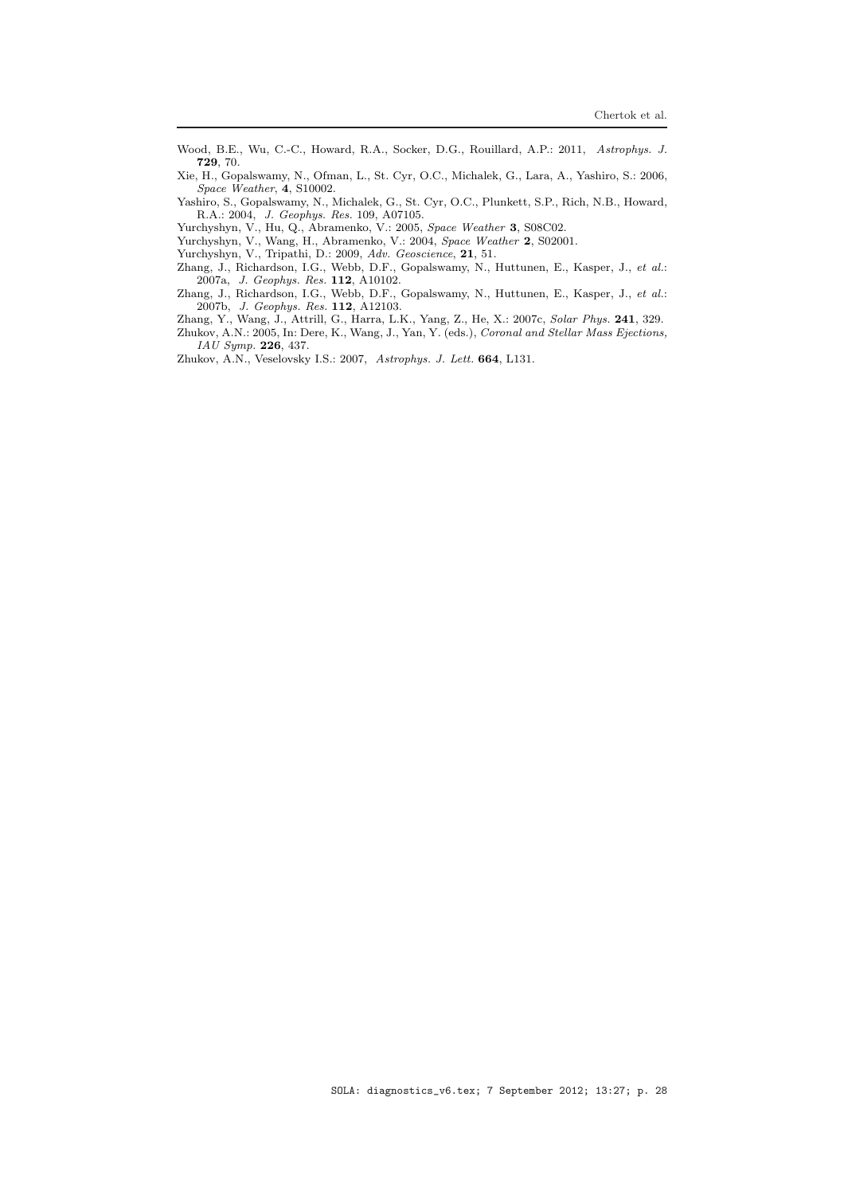Wood, B.E., Wu, C.-C., Howard, R.A., Socker, D.G., Rouillard, A.P.: 2011, *Astrophys. J.* **729**, 70.

Xie, H., Gopalswamy, N., Ofman, L., St. Cyr, O.C., Michalek, G., Lara, A., Yashiro, S.: 2006, *Space Weather*, **4**, S10002.

Yashiro, S., Gopalswamy, N., Michalek, G., St. Cyr, O.C., Plunkett, S.P., Rich, N.B., Howard, R.A.: 2004, *J. Geophys. Res.* 109, A07105.

Yurchyshyn, V., Hu, Q., Abramenko, V.: 2005, *Space Weather* **3**, S08C02.

Yurchyshyn, V., Wang, H., Abramenko, V.: 2004, *Space Weather* **2**, S02001.

Yurchyshyn, V., Tripathi, D.: 2009, *Adv. Geoscience*, **21**, 51.

Zhang, J., Richardson, I.G., Webb, D.F., Gopalswamy, N., Huttunen, E., Kasper, J., *et al.*: 2007a, *J. Geophys. Res.* **112**, A10102.

Zhang, J., Richardson, I.G., Webb, D.F., Gopalswamy, N., Huttunen, E., Kasper, J., *et al.*: 2007b, *J. Geophys. Res.* **112**, A12103.

Zhang, Y., Wang, J., Attrill, G., Harra, L.K., Yang, Z., He, X.: 2007c, *Solar Phys.* **241**, 329.

Zhukov, A.N.: 2005, In: Dere, K., Wang, J., Yan, Y. (eds.), *Coronal and Stellar Mass Ejections, IAU Symp.* **226**, 437.

Zhukov, A.N., Veselovsky I.S.: 2007, *Astrophys. J. Lett.* **664**, L131.